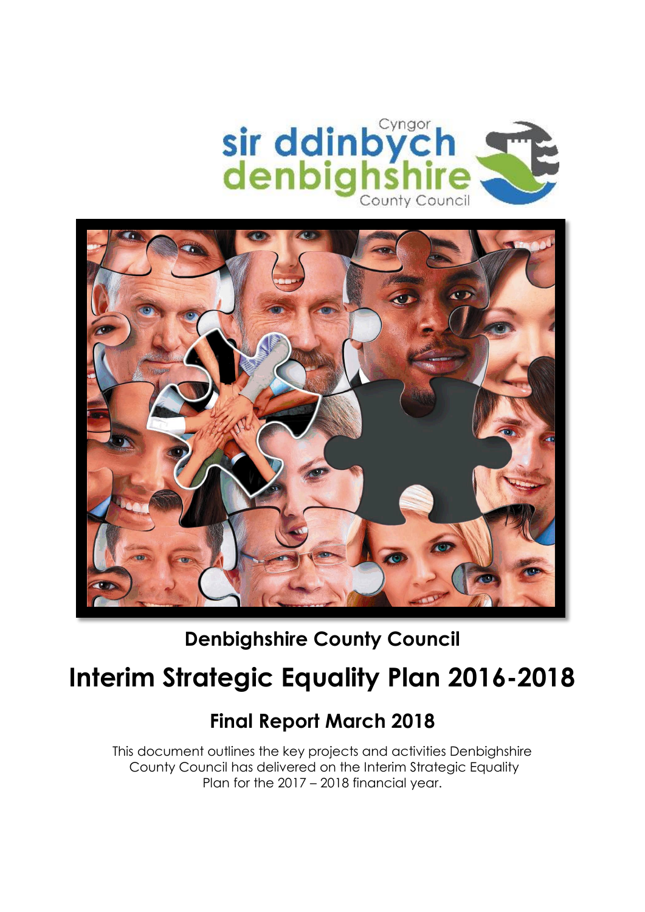Cyngor sir ddinbych denbighshire County Council

**Denbighshire County Council**

# Interim Strategic Equality Plan 2016-2018

## Final Report March 2018

This document outlines the key projects and activities Denbighshire County Council has delivered on the Interim Strategic Equality Plan for the 2017 – 2018 financial year.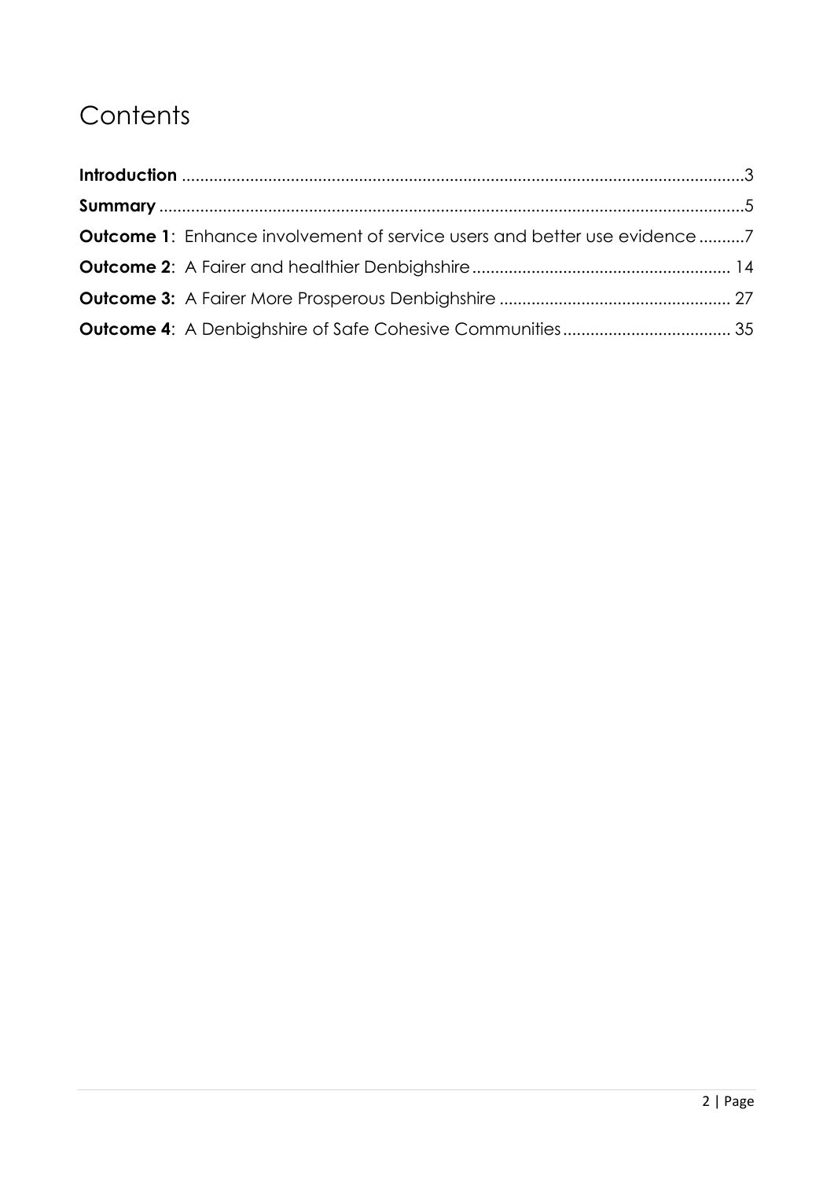# Contents

**Introduction** .......................................................................................................................3

**Summary** ..............................................................................................................................5

**Outcome 1**: Enhance involvement of service users and better use evidence ..........7

**Outcome 2**: A Fairer and healthier Denbighshire ........................................................ 14

**Outcome 3:** A Fairer More Prosperous Denbighshire .................................................. 27

**Outcome 4**: A Denbighshire of Safe Cohesive Communities .................................... 35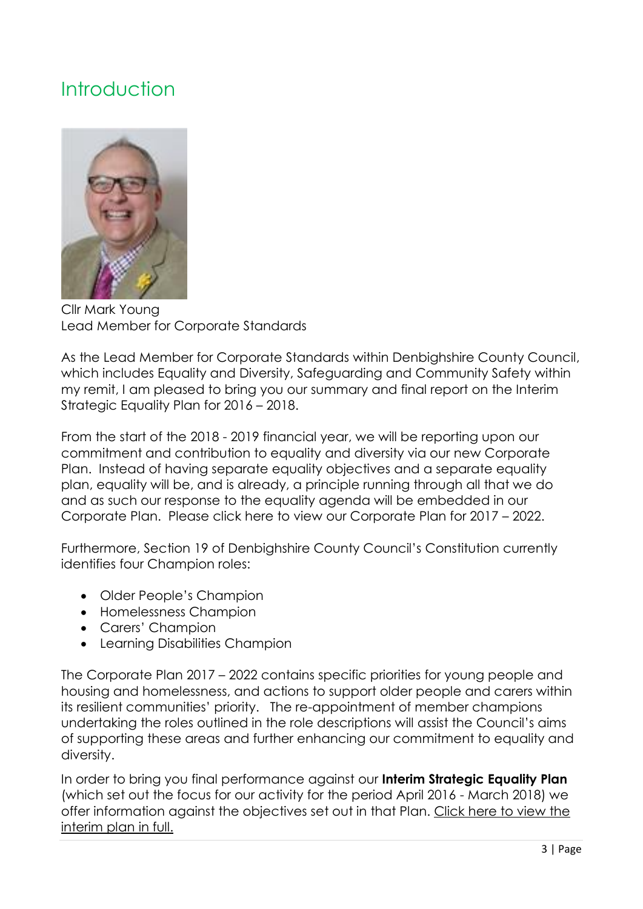# Introduction

Cllr Mark Young
Lead Member for Corporate Standards

As the Lead Member for Corporate Standards within Denbighshire County Council, which includes Equality and Diversity, Safeguarding and Community Safety within my remit, I am pleased to bring you our summary and final report on the Interim Strategic Equality Plan for 2016 – 2018.

From the start of the 2018 - 2019 financial year, we will be reporting upon our commitment and contribution to equality and diversity via our new Corporate Plan. Instead of having separate equality objectives and a separate equality plan, equality will be, and is already, a principle running through all that we do and as such our response to the equality agenda will be embedded in our Corporate Plan. Please click here to view our Corporate Plan for 2017 – 2022.

Furthermore, Section 19 of Denbighshire County Council's Constitution currently identifies four Champion roles:

- Older People's Champion
- Homelessness Champion
- Carers' Champion
- Learning Disabilities Champion

The Corporate Plan 2017 – 2022 contains specific priorities for young people and housing and homelessness, and actions to support older people and carers within its resilient communities' priority. The re-appointment of member champions undertaking the roles outlined in the role descriptions will assist the Council's aims of supporting these areas and further enhancing our commitment to equality and diversity.

In order to bring you final performance against our **Interim Strategic Equality Plan** (which set out the focus for our activity for the period April 2016 - March 2018) we offer information against the objectives set out in that Plan. Click here to view the interim plan in full.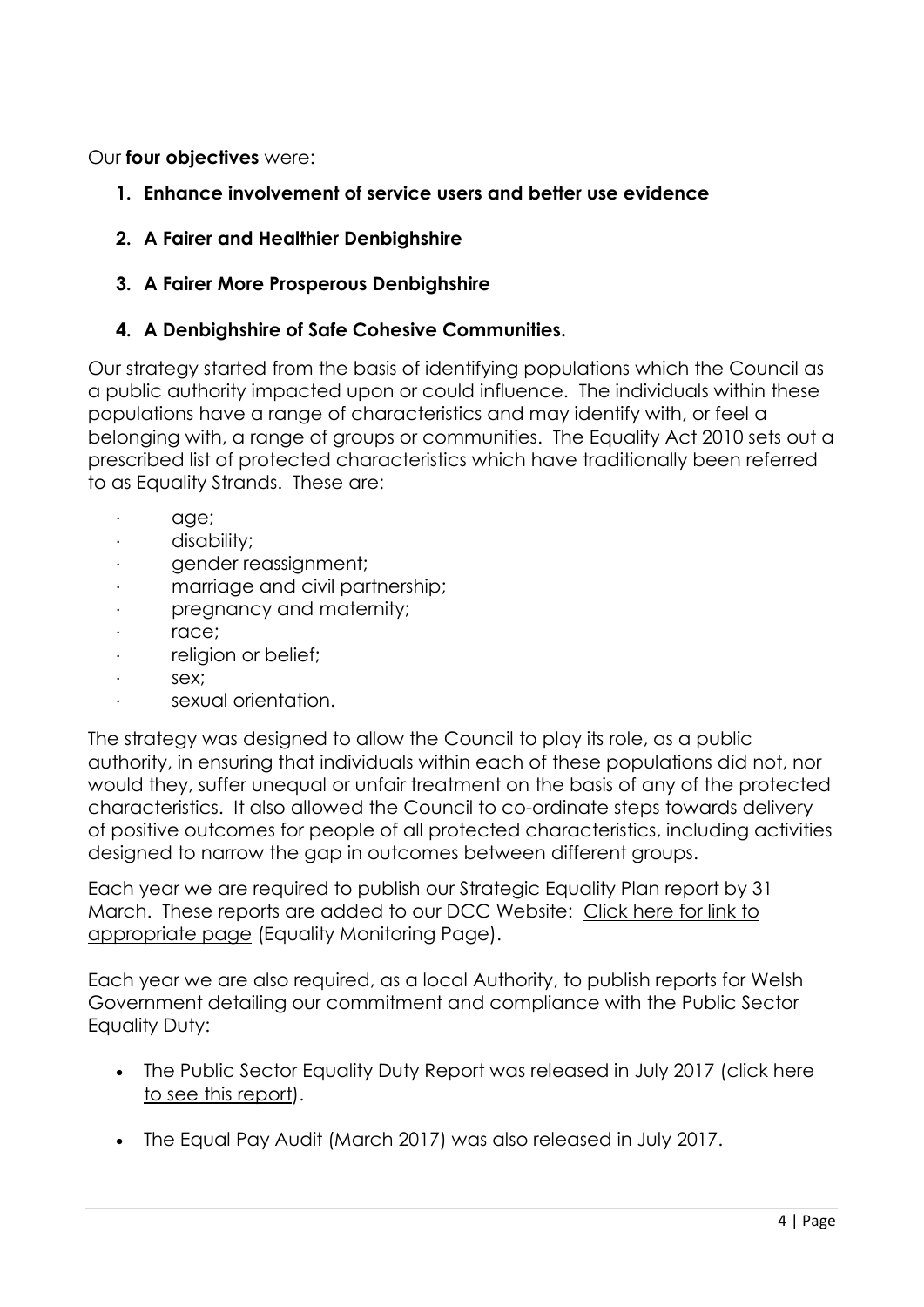Our **four objectives** were:

1. **Enhance involvement of service users and better use evidence**
2. **A Fairer and Healthier Denbighshire**
3. **A Fairer More Prosperous Denbighshire**
4. **A Denbighshire of Safe Cohesive Communities.**

Our strategy started from the basis of identifying populations which the Council as a public authority impacted upon or could influence. The individuals within these populations have a range of characteristics and may identify with, or feel a belonging with, a range of groups or communities. The Equality Act 2010 sets out a prescribed list of protected characteristics which have traditionally been referred to as Equality Strands. These are:

- age;
- disability;
- gender reassignment;
- marriage and civil partnership;
- pregnancy and maternity;
- race;
- religion or belief;
- sex;
- sexual orientation.

The strategy was designed to allow the Council to play its role, as a public authority, in ensuring that individuals within each of these populations did not, nor would they, suffer unequal or unfair treatment on the basis of any of the protected characteristics. It also allowed the Council to co-ordinate steps towards delivery of positive outcomes for people of all protected characteristics, including activities designed to narrow the gap in outcomes between different groups.

Each year we are required to publish our Strategic Equality Plan report by 31 March. These reports are added to our DCC Website: Click here for link to appropriate page (Equality Monitoring Page).

Each year we are also required, as a local Authority, to publish reports for Welsh Government detailing our commitment and compliance with the Public Sector Equality Duty:

- The Public Sector Equality Duty Report was released in July 2017 (click here to see this report).
- The Equal Pay Audit (March 2017) was also released in July 2017.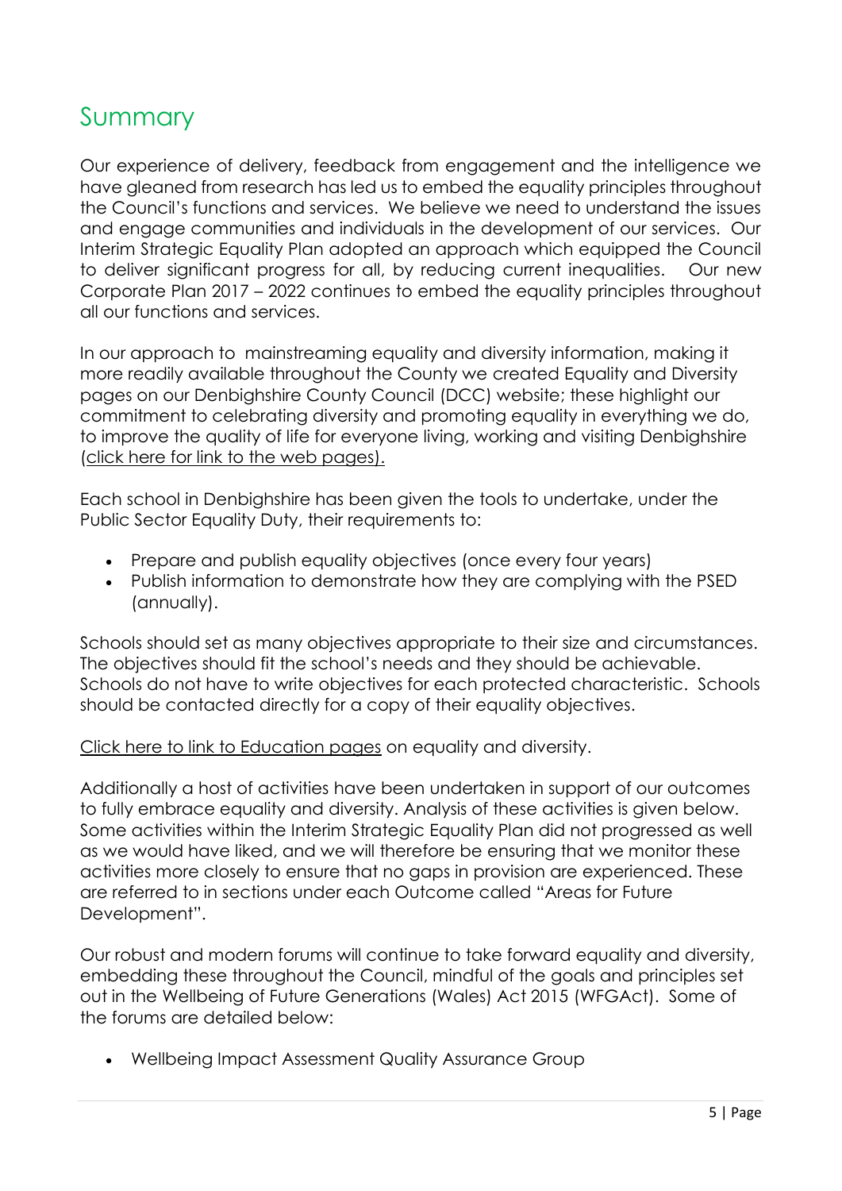# Summary

Our experience of delivery, feedback from engagement and the intelligence we have gleaned from research has led us to embed the equality principles throughout the Council's functions and services. We believe we need to understand the issues and engage communities and individuals in the development of our services. Our Interim Strategic Equality Plan adopted an approach which equipped the Council to deliver significant progress for all, by reducing current inequalities. Our new Corporate Plan 2017 – 2022 continues to embed the equality principles throughout all our functions and services.

In our approach to mainstreaming equality and diversity information, making it more readily available throughout the County we created Equality and Diversity pages on our Denbighshire County Council (DCC) website; these highlight our commitment to celebrating diversity and promoting equality in everything we do, to improve the quality of life for everyone living, working and visiting Denbighshire (click here for link to the web pages).

Each school in Denbighshire has been given the tools to undertake, under the Public Sector Equality Duty, their requirements to:

- Prepare and publish equality objectives (once every four years)
- Publish information to demonstrate how they are complying with the PSED (annually).

Schools should set as many objectives appropriate to their size and circumstances. The objectives should fit the school's needs and they should be achievable. Schools do not have to write objectives for each protected characteristic. Schools should be contacted directly for a copy of their equality objectives.

Click here to link to Education pages on equality and diversity.

Additionally a host of activities have been undertaken in support of our outcomes to fully embrace equality and diversity. Analysis of these activities is given below. Some activities within the Interim Strategic Equality Plan did not progressed as well as we would have liked, and we will therefore be ensuring that we monitor these activities more closely to ensure that no gaps in provision are experienced. These are referred to in sections under each Outcome called "Areas for Future Development".

Our robust and modern forums will continue to take forward equality and diversity, embedding these throughout the Council, mindful of the goals and principles set out in the Wellbeing of Future Generations (Wales) Act 2015 (WFGAct). Some of the forums are detailed below:

- Wellbeing Impact Assessment Quality Assurance Group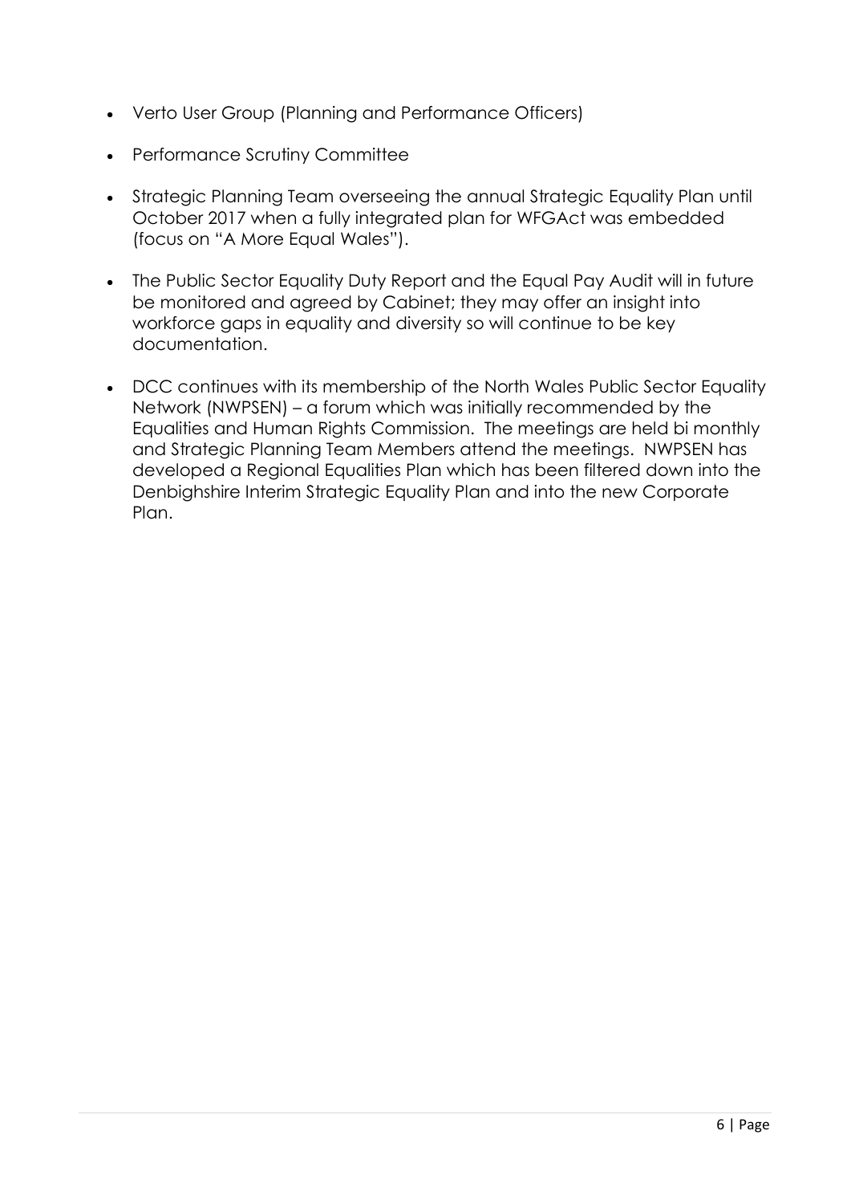- Verto User Group (Planning and Performance Officers)
- Performance Scrutiny Committee
- Strategic Planning Team overseeing the annual Strategic Equality Plan until October 2017 when a fully integrated plan for WFGAct was embedded (focus on "A More Equal Wales").
- The Public Sector Equality Duty Report and the Equal Pay Audit will in future be monitored and agreed by Cabinet; they may offer an insight into workforce gaps in equality and diversity so will continue to be key documentation.
- DCC continues with its membership of the North Wales Public Sector Equality Network (NWPSEN) – a forum which was initially recommended by the Equalities and Human Rights Commission. The meetings are held bi monthly and Strategic Planning Team Members attend the meetings. NWPSEN has developed a Regional Equalities Plan which has been filtered down into the Denbighshire Interim Strategic Equality Plan and into the new Corporate Plan.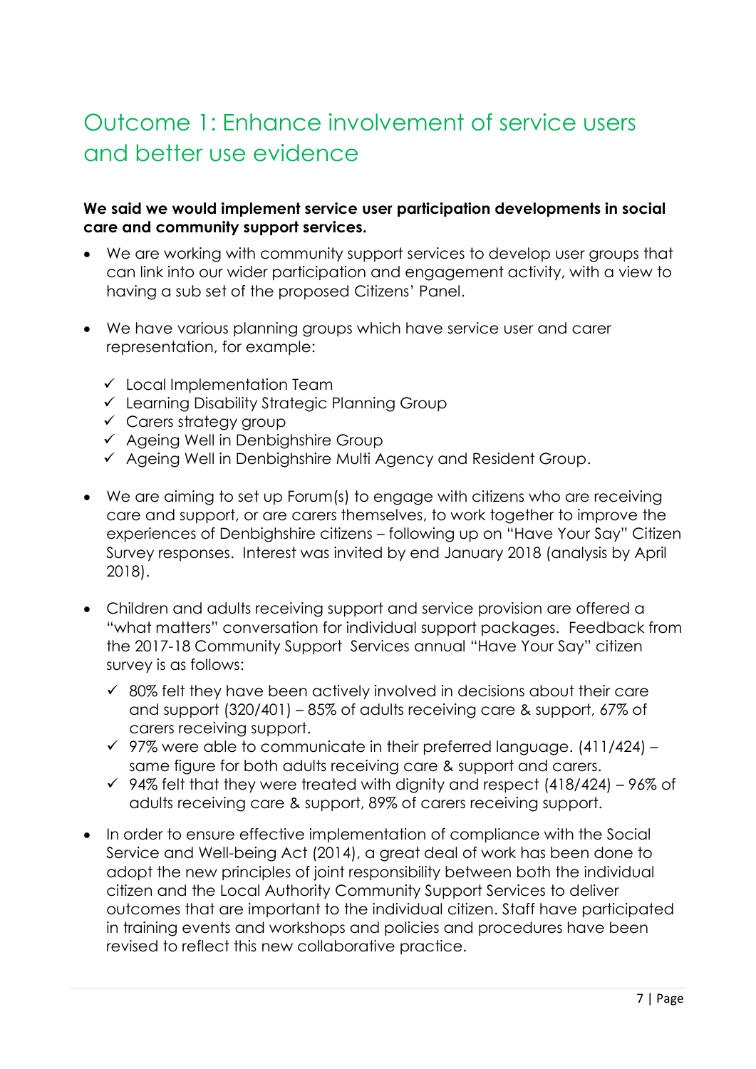# Outcome 1: Enhance involvement of service users and better use evidence

**We said we would implement service user participation developments in social care and community support services.**

- We are working with community support services to develop user groups that can link into our wider participation and engagement activity, with a view to having a sub set of the proposed Citizens' Panel.
- We have various planning groups which have service user and carer representation, for example:
  - ✓ Local Implementation Team
  - ✓ Learning Disability Strategic Planning Group
  - ✓ Carers strategy group
  - ✓ Ageing Well in Denbighshire Group
  - ✓ Ageing Well in Denbighshire Multi Agency and Resident Group.
- We are aiming to set up Forum(s) to engage with citizens who are receiving care and support, or are carers themselves, to work together to improve the experiences of Denbighshire citizens – following up on "Have Your Say" Citizen Survey responses. Interest was invited by end January 2018 (analysis by April 2018).
- Children and adults receiving support and service provision are offered a "what matters" conversation for individual support packages. Feedback from the 2017-18 Community Support Services annual "Have Your Say" citizen survey is as follows:
  - ✓ 80% felt they have been actively involved in decisions about their care and support (320/401) – 85% of adults receiving care & support, 67% of carers receiving support.
  - ✓ 97% were able to communicate in their preferred language. (411/424) – same figure for both adults receiving care & support and carers.
  - ✓ 94% felt that they were treated with dignity and respect (418/424) – 96% of adults receiving care & support, 89% of carers receiving support.
- In order to ensure effective implementation of compliance with the Social Service and Well-being Act (2014), a great deal of work has been done to adopt the new principles of joint responsibility between both the individual citizen and the Local Authority Community Support Services to deliver outcomes that are important to the individual citizen. Staff have participated in training events and workshops and policies and procedures have been revised to reflect this new collaborative practice.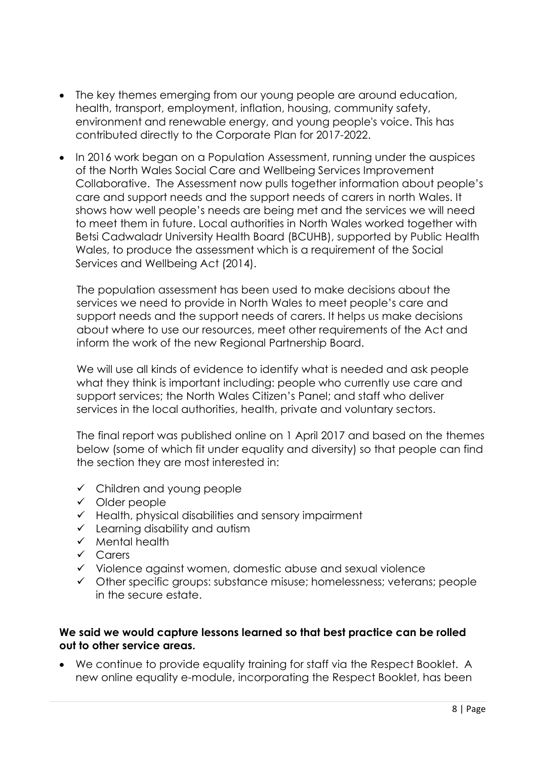- The key themes emerging from our young people are around education, health, transport, employment, inflation, housing, community safety, environment and renewable energy, and young people's voice. This has contributed directly to the Corporate Plan for 2017-2022.
- In 2016 work began on a Population Assessment, running under the auspices of the North Wales Social Care and Wellbeing Services Improvement Collaborative. The Assessment now pulls together information about people's care and support needs and the support needs of carers in north Wales. It shows how well people's needs are being met and the services we will need to meet them in future. Local authorities in North Wales worked together with Betsi Cadwaladr University Health Board (BCUHB), supported by Public Health Wales, to produce the assessment which is a requirement of the Social Services and Wellbeing Act (2014).

  The population assessment has been used to make decisions about the services we need to provide in North Wales to meet people's care and support needs and the support needs of carers. It helps us make decisions about where to use our resources, meet other requirements of the Act and inform the work of the new Regional Partnership Board.

  We will use all kinds of evidence to identify what is needed and ask people what they think is important including: people who currently use care and support services; the North Wales Citizen's Panel; and staff who deliver services in the local authorities, health, private and voluntary sectors.

  The final report was published online on 1 April 2017 and based on the themes below (some of which fit under equality and diversity) so that people can find the section they are most interested in:

  - ✓ Children and young people
  - ✓ Older people
  - ✓ Health, physical disabilities and sensory impairment
  - ✓ Learning disability and autism
  - ✓ Mental health
  - ✓ Carers
  - ✓ Violence against women, domestic abuse and sexual violence
  - ✓ Other specific groups: substance misuse; homelessness; veterans; people in the secure estate.

**We said we would capture lessons learned so that best practice can be rolled out to other service areas.**

- We continue to provide equality training for staff via the Respect Booklet. A new online equality e-module, incorporating the Respect Booklet, has been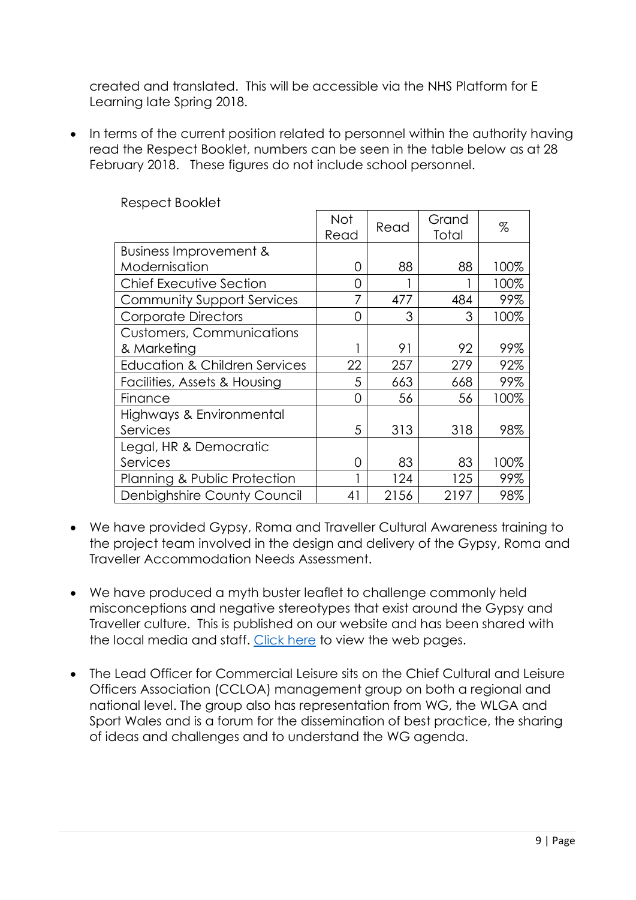created and translated. This will be accessible via the NHS Platform for E Learning late Spring 2018.

- In terms of the current position related to personnel within the authority having read the Respect Booklet, numbers can be seen in the table below as at 28 February 2018. These figures do not include school personnel.

Respect Booklet

| | Not Read | Read | Grand Total | % |
|---|---|---|---|---|
| Business Improvement & Modernisation | 0 | 88 | 88 | 100% |
| Chief Executive Section | 0 | 1 | 1 | 100% |
| Community Support Services | 7 | 477 | 484 | 99% |
| Corporate Directors | 0 | 3 | 3 | 100% |
| Customers, Communications & Marketing | 1 | 91 | 92 | 99% |
| Education & Children Services | 22 | 257 | 279 | 92% |
| Facilities, Assets & Housing | 5 | 663 | 668 | 99% |
| Finance | 0 | 56 | 56 | 100% |
| Highways & Environmental Services | 5 | 313 | 318 | 98% |
| Legal, HR & Democratic Services | 0 | 83 | 83 | 100% |
| Planning & Public Protection | 1 | 124 | 125 | 99% |
| Denbighshire County Council | 41 | 2156 | 2197 | 98% |

- We have provided Gypsy, Roma and Traveller Cultural Awareness training to the project team involved in the design and delivery of the Gypsy, Roma and Traveller Accommodation Needs Assessment.

- We have produced a myth buster leaflet to challenge commonly held misconceptions and negative stereotypes that exist around the Gypsy and Traveller culture. This is published on our website and has been shared with the local media and staff. Click here to view the web pages.

- The Lead Officer for Commercial Leisure sits on the Chief Cultural and Leisure Officers Association (CCLOA) management group on both a regional and national level. The group also has representation from WG, the WLGA and Sport Wales and is a forum for the dissemination of best practice, the sharing of ideas and challenges and to understand the WG agenda.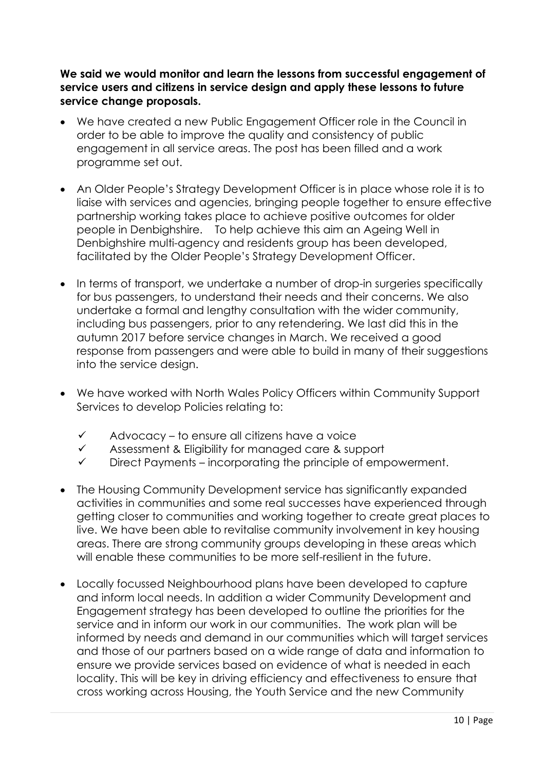**We said we would monitor and learn the lessons from successful engagement of service users and citizens in service design and apply these lessons to future service change proposals.**

- We have created a new Public Engagement Officer role in the Council in order to be able to improve the quality and consistency of public engagement in all service areas. The post has been filled and a work programme set out.

- An Older People's Strategy Development Officer is in place whose role it is to liaise with services and agencies, bringing people together to ensure effective partnership working takes place to achieve positive outcomes for older people in Denbighshire. To help achieve this aim an Ageing Well in Denbighshire multi-agency and residents group has been developed, facilitated by the Older People's Strategy Development Officer.

- In terms of transport, we undertake a number of drop-in surgeries specifically for bus passengers, to understand their needs and their concerns. We also undertake a formal and lengthy consultation with the wider community, including bus passengers, prior to any retendering. We last did this in the autumn 2017 before service changes in March. We received a good response from passengers and were able to build in many of their suggestions into the service design.

- We have worked with North Wales Policy Officers within Community Support Services to develop Policies relating to:
  - ✓ Advocacy – to ensure all citizens have a voice
  - ✓ Assessment & Eligibility for managed care & support
  - ✓ Direct Payments – incorporating the principle of empowerment.

- The Housing Community Development service has significantly expanded activities in communities and some real successes have experienced through getting closer to communities and working together to create great places to live. We have been able to revitalise community involvement in key housing areas. There are strong community groups developing in these areas which will enable these communities to be more self-resilient in the future.

- Locally focussed Neighbourhood plans have been developed to capture and inform local needs. In addition a wider Community Development and Engagement strategy has been developed to outline the priorities for the service and in inform our work in our communities. The work plan will be informed by needs and demand in our communities which will target services and those of our partners based on a wide range of data and information to ensure we provide services based on evidence of what is needed in each locality. This will be key in driving efficiency and effectiveness to ensure that cross working across Housing, the Youth Service and the new Community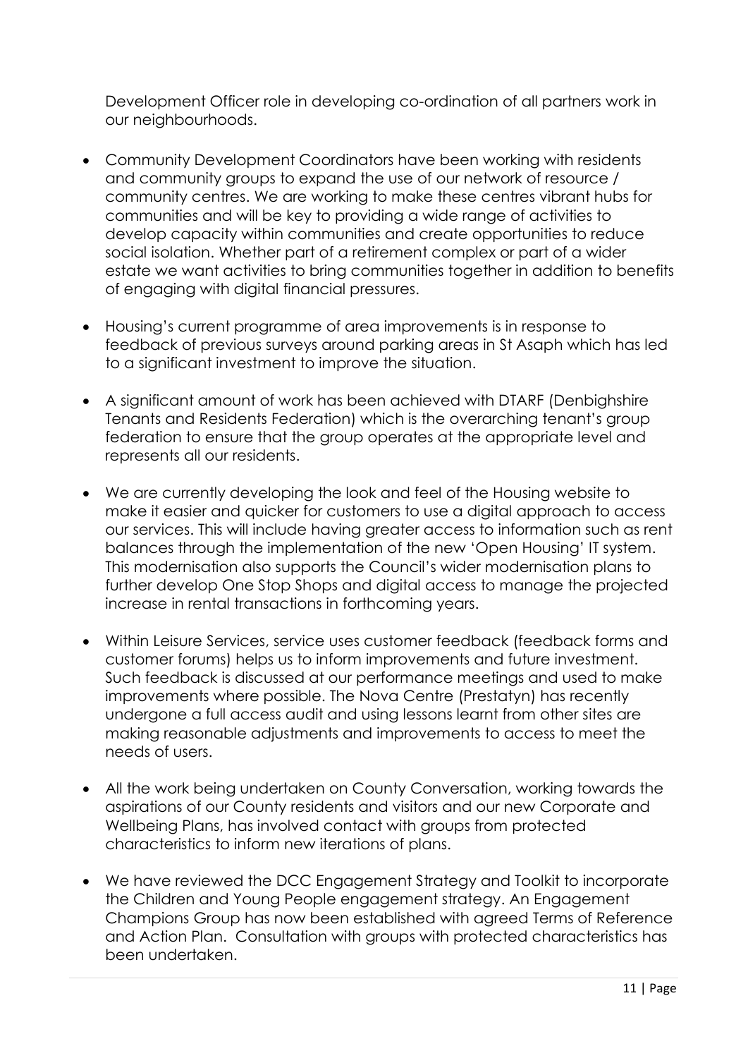Development Officer role in developing co-ordination of all partners work in our neighbourhoods.

- Community Development Coordinators have been working with residents and community groups to expand the use of our network of resource / community centres. We are working to make these centres vibrant hubs for communities and will be key to providing a wide range of activities to develop capacity within communities and create opportunities to reduce social isolation. Whether part of a retirement complex or part of a wider estate we want activities to bring communities together in addition to benefits of engaging with digital financial pressures.

- Housing's current programme of area improvements is in response to feedback of previous surveys around parking areas in St Asaph which has led to a significant investment to improve the situation.

- A significant amount of work has been achieved with DTARF (Denbighshire Tenants and Residents Federation) which is the overarching tenant's group federation to ensure that the group operates at the appropriate level and represents all our residents.

- We are currently developing the look and feel of the Housing website to make it easier and quicker for customers to use a digital approach to access our services. This will include having greater access to information such as rent balances through the implementation of the new 'Open Housing' IT system. This modernisation also supports the Council's wider modernisation plans to further develop One Stop Shops and digital access to manage the projected increase in rental transactions in forthcoming years.

- Within Leisure Services, service uses customer feedback (feedback forms and customer forums) helps us to inform improvements and future investment. Such feedback is discussed at our performance meetings and used to make improvements where possible. The Nova Centre (Prestatyn) has recently undergone a full access audit and using lessons learnt from other sites are making reasonable adjustments and improvements to access to meet the needs of users.

- All the work being undertaken on County Conversation, working towards the aspirations of our County residents and visitors and our new Corporate and Wellbeing Plans, has involved contact with groups from protected characteristics to inform new iterations of plans.

- We have reviewed the DCC Engagement Strategy and Toolkit to incorporate the Children and Young People engagement strategy. An Engagement Champions Group has now been established with agreed Terms of Reference and Action Plan. Consultation with groups with protected characteristics has been undertaken.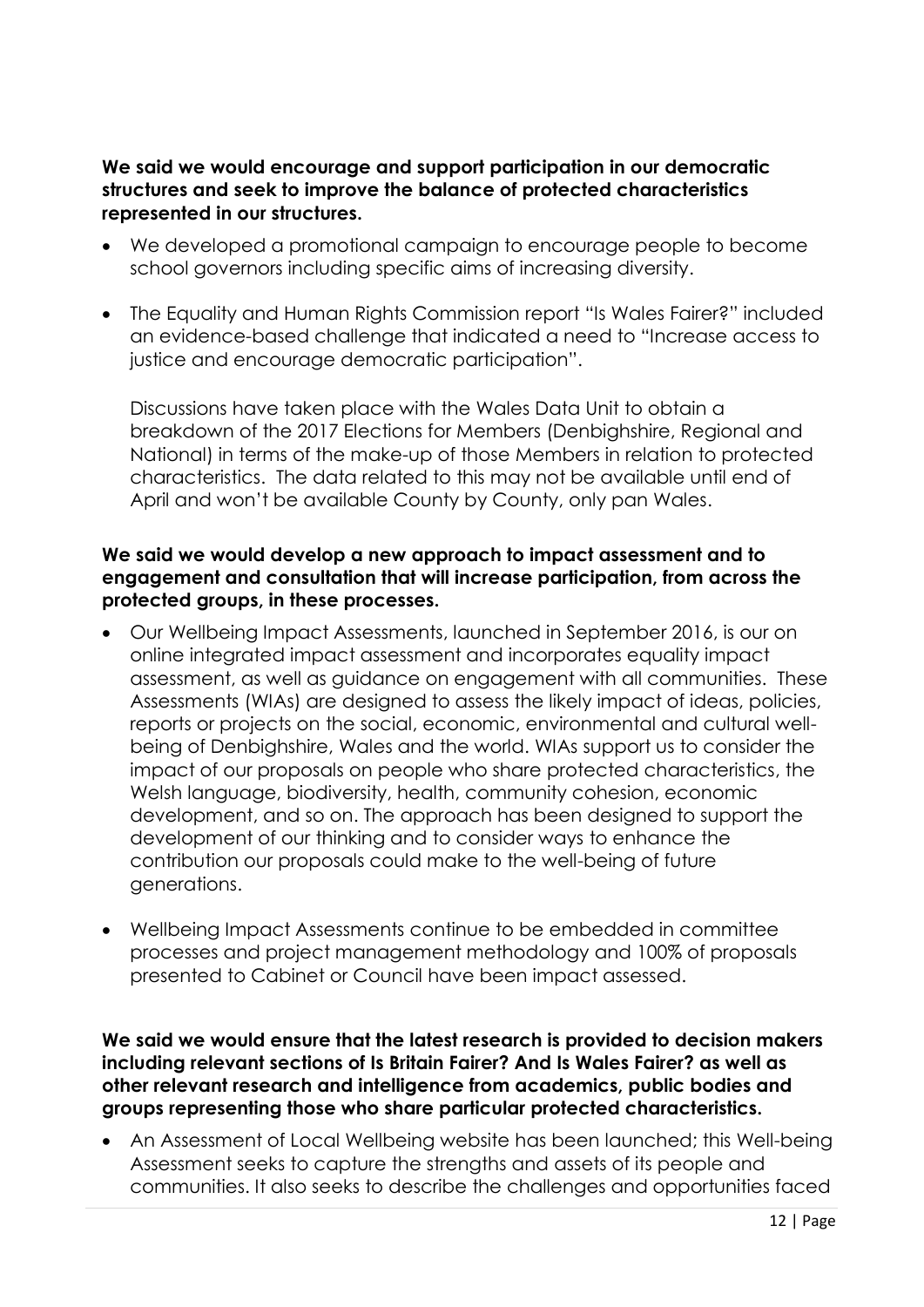**We said we would encourage and support participation in our democratic structures and seek to improve the balance of protected characteristics represented in our structures.**

- We developed a promotional campaign to encourage people to become school governors including specific aims of increasing diversity.

- The Equality and Human Rights Commission report "Is Wales Fairer?" included an evidence-based challenge that indicated a need to "Increase access to justice and encourage democratic participation".

  Discussions have taken place with the Wales Data Unit to obtain a breakdown of the 2017 Elections for Members (Denbighshire, Regional and National) in terms of the make-up of those Members in relation to protected characteristics. The data related to this may not be available until end of April and won't be available County by County, only pan Wales.

**We said we would develop a new approach to impact assessment and to engagement and consultation that will increase participation, from across the protected groups, in these processes.**

- Our Wellbeing Impact Assessments, launched in September 2016, is our on online integrated impact assessment and incorporates equality impact assessment, as well as guidance on engagement with all communities. These Assessments (WIAs) are designed to assess the likely impact of ideas, policies, reports or projects on the social, economic, environmental and cultural well-being of Denbighshire, Wales and the world. WIAs support us to consider the impact of our proposals on people who share protected characteristics, the Welsh language, biodiversity, health, community cohesion, economic development, and so on. The approach has been designed to support the development of our thinking and to consider ways to enhance the contribution our proposals could make to the well-being of future generations.

- Wellbeing Impact Assessments continue to be embedded in committee processes and project management methodology and 100% of proposals presented to Cabinet or Council have been impact assessed.

**We said we would ensure that the latest research is provided to decision makers including relevant sections of Is Britain Fairer? And Is Wales Fairer? as well as other relevant research and intelligence from academics, public bodies and groups representing those who share particular protected characteristics.**

- An Assessment of Local Wellbeing website has been launched; this Well-being Assessment seeks to capture the strengths and assets of its people and communities. It also seeks to describe the challenges and opportunities faced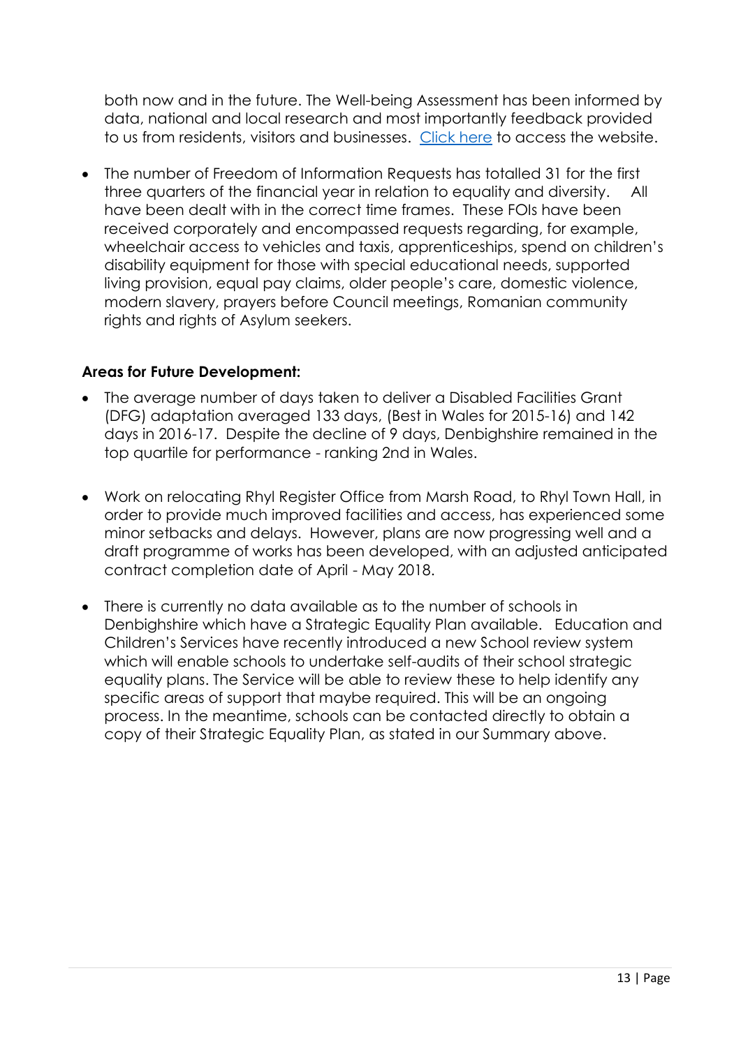both now and in the future. The Well-being Assessment has been informed by data, national and local research and most importantly feedback provided to us from residents, visitors and businesses. [Click here](#) to access the website.

- The number of Freedom of Information Requests has totalled 31 for the first three quarters of the financial year in relation to equality and diversity. All have been dealt with in the correct time frames. These FOIs have been received corporately and encompassed requests regarding, for example, wheelchair access to vehicles and taxis, apprenticeships, spend on children's disability equipment for those with special educational needs, supported living provision, equal pay claims, older people's care, domestic violence, modern slavery, prayers before Council meetings, Romanian community rights and rights of Asylum seekers.

**Areas for Future Development:**

- The average number of days taken to deliver a Disabled Facilities Grant (DFG) adaptation averaged 133 days, (Best in Wales for 2015-16) and 142 days in 2016-17. Despite the decline of 9 days, Denbighshire remained in the top quartile for performance - ranking 2nd in Wales.

- Work on relocating Rhyl Register Office from Marsh Road, to Rhyl Town Hall, in order to provide much improved facilities and access, has experienced some minor setbacks and delays. However, plans are now progressing well and a draft programme of works has been developed, with an adjusted anticipated contract completion date of April - May 2018.

- There is currently no data available as to the number of schools in Denbighshire which have a Strategic Equality Plan available. Education and Children's Services have recently introduced a new School review system which will enable schools to undertake self-audits of their school strategic equality plans. The Service will be able to review these to help identify any specific areas of support that maybe required. This will be an ongoing process. In the meantime, schools can be contacted directly to obtain a copy of their Strategic Equality Plan, as stated in our Summary above.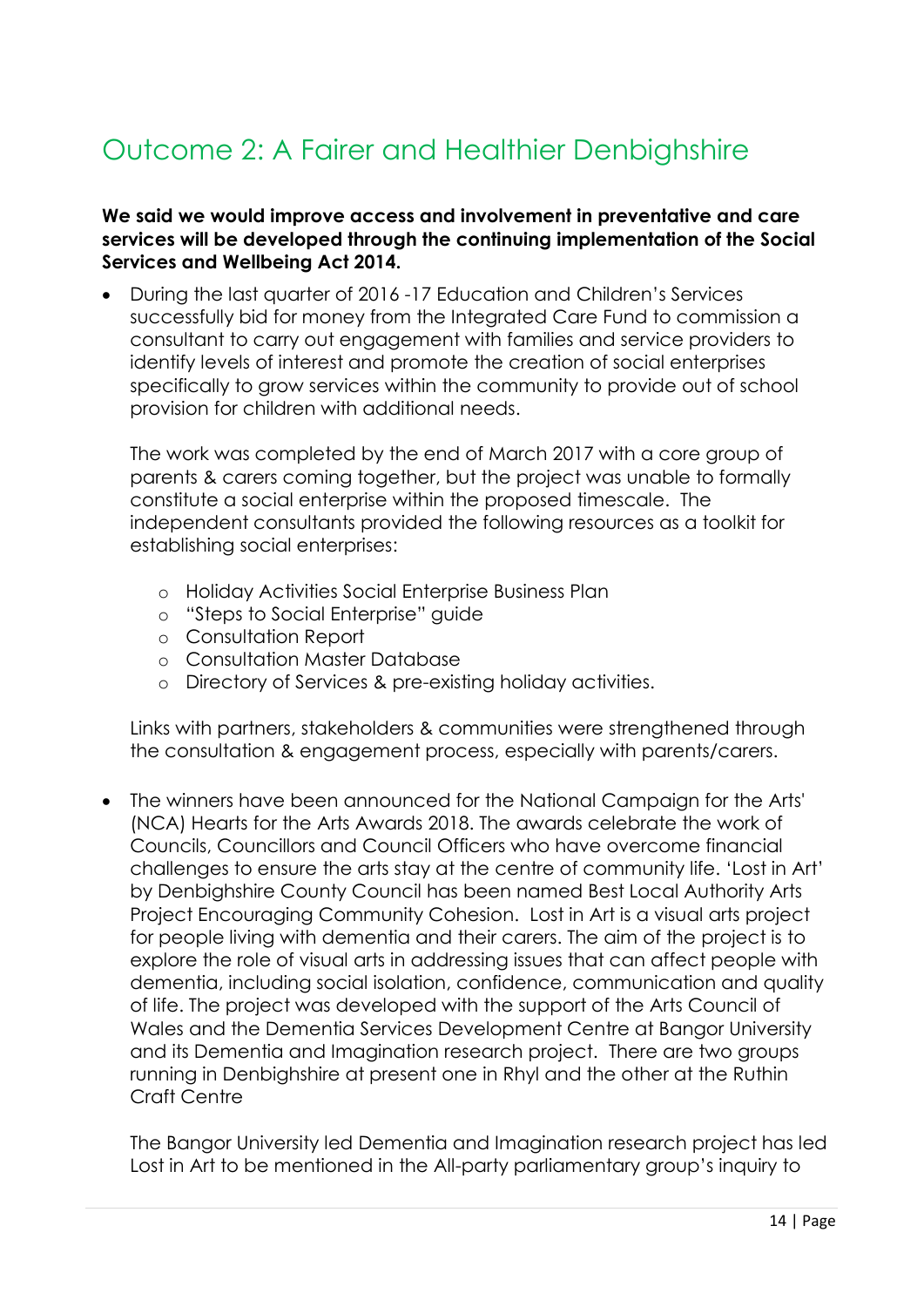# Outcome 2: A Fairer and Healthier Denbighshire

**We said we would improve access and involvement in preventative and care services will be developed through the continuing implementation of the Social Services and Wellbeing Act 2014.**

- During the last quarter of 2016 -17 Education and Children's Services successfully bid for money from the Integrated Care Fund to commission a consultant to carry out engagement with families and service providers to identify levels of interest and promote the creation of social enterprises specifically to grow services within the community to provide out of school provision for children with additional needs.

  The work was completed by the end of March 2017 with a core group of parents & carers coming together, but the project was unable to formally constitute a social enterprise within the proposed timescale. The independent consultants provided the following resources as a toolkit for establishing social enterprises:

  - Holiday Activities Social Enterprise Business Plan
  - "Steps to Social Enterprise" guide
  - Consultation Report
  - Consultation Master Database
  - Directory of Services & pre-existing holiday activities.

  Links with partners, stakeholders & communities were strengthened through the consultation & engagement process, especially with parents/carers.

- The winners have been announced for the National Campaign for the Arts' (NCA) Hearts for the Arts Awards 2018. The awards celebrate the work of Councils, Councillors and Council Officers who have overcome financial challenges to ensure the arts stay at the centre of community life. 'Lost in Art' by Denbighshire County Council has been named Best Local Authority Arts Project Encouraging Community Cohesion. Lost in Art is a visual arts project for people living with dementia and their carers. The aim of the project is to explore the role of visual arts in addressing issues that can affect people with dementia, including social isolation, confidence, communication and quality of life. The project was developed with the support of the Arts Council of Wales and the Dementia Services Development Centre at Bangor University and its Dementia and Imagination research project. There are two groups running in Denbighshire at present one in Rhyl and the other at the Ruthin Craft Centre

  The Bangor University led Dementia and Imagination research project has led Lost in Art to be mentioned in the All-party parliamentary group's inquiry to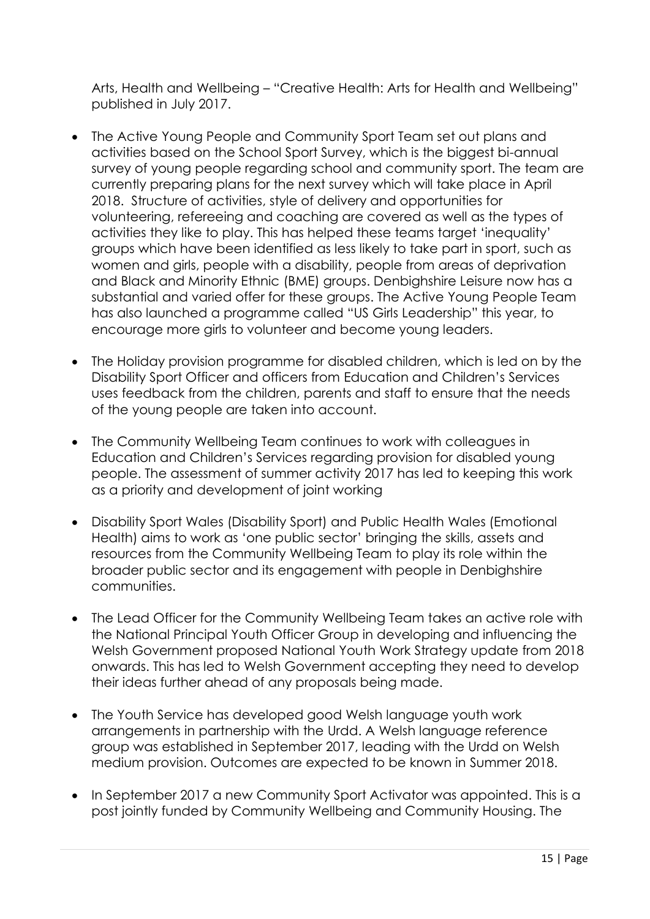Arts, Health and Wellbeing – "Creative Health: Arts for Health and Wellbeing" published in July 2017.

- The Active Young People and Community Sport Team set out plans and activities based on the School Sport Survey, which is the biggest bi-annual survey of young people regarding school and community sport. The team are currently preparing plans for the next survey which will take place in April 2018. Structure of activities, style of delivery and opportunities for volunteering, refereeing and coaching are covered as well as the types of activities they like to play. This has helped these teams target 'inequality' groups which have been identified as less likely to take part in sport, such as women and girls, people with a disability, people from areas of deprivation and Black and Minority Ethnic (BME) groups. Denbighshire Leisure now has a substantial and varied offer for these groups. The Active Young People Team has also launched a programme called "US Girls Leadership" this year, to encourage more girls to volunteer and become young leaders.

- The Holiday provision programme for disabled children, which is led on by the Disability Sport Officer and officers from Education and Children's Services uses feedback from the children, parents and staff to ensure that the needs of the young people are taken into account.

- The Community Wellbeing Team continues to work with colleagues in Education and Children's Services regarding provision for disabled young people. The assessment of summer activity 2017 has led to keeping this work as a priority and development of joint working

- Disability Sport Wales (Disability Sport) and Public Health Wales (Emotional Health) aims to work as 'one public sector' bringing the skills, assets and resources from the Community Wellbeing Team to play its role within the broader public sector and its engagement with people in Denbighshire communities.

- The Lead Officer for the Community Wellbeing Team takes an active role with the National Principal Youth Officer Group in developing and influencing the Welsh Government proposed National Youth Work Strategy update from 2018 onwards. This has led to Welsh Government accepting they need to develop their ideas further ahead of any proposals being made.

- The Youth Service has developed good Welsh language youth work arrangements in partnership with the Urdd. A Welsh language reference group was established in September 2017, leading with the Urdd on Welsh medium provision. Outcomes are expected to be known in Summer 2018.

- In September 2017 a new Community Sport Activator was appointed. This is a post jointly funded by Community Wellbeing and Community Housing. The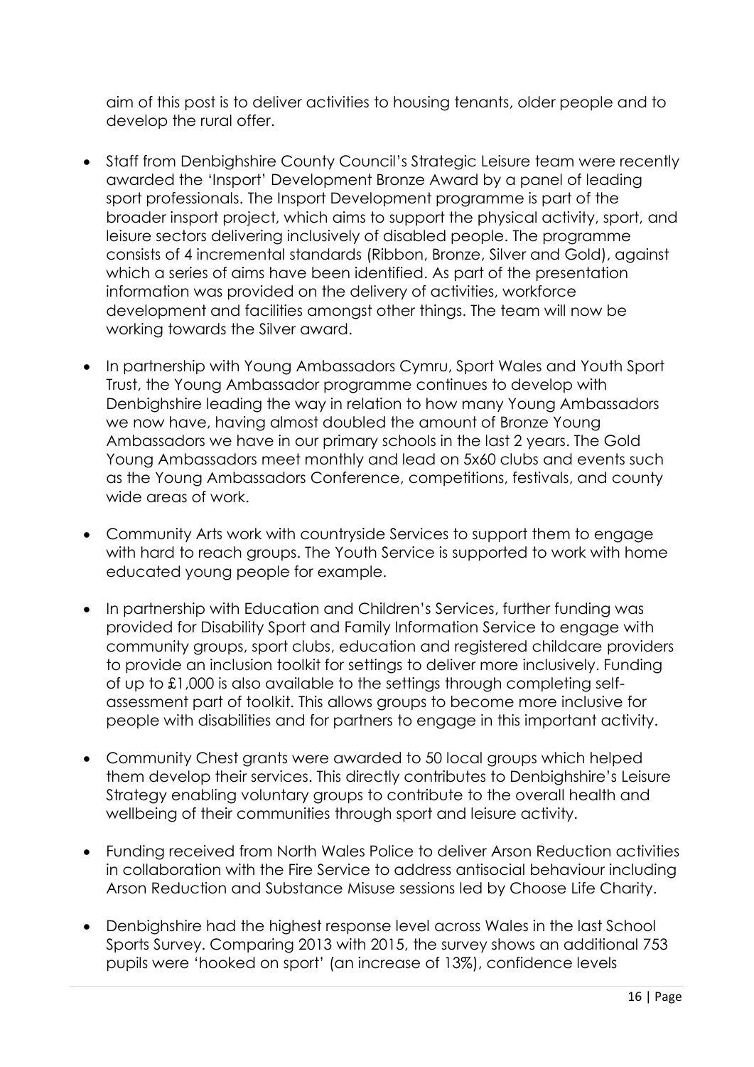aim of this post is to deliver activities to housing tenants, older people and to develop the rural offer.

- Staff from Denbighshire County Council's Strategic Leisure team were recently awarded the 'Insport' Development Bronze Award by a panel of leading sport professionals. The Insport Development programme is part of the broader insport project, which aims to support the physical activity, sport, and leisure sectors delivering inclusively of disabled people. The programme consists of 4 incremental standards (Ribbon, Bronze, Silver and Gold), against which a series of aims have been identified. As part of the presentation information was provided on the delivery of activities, workforce development and facilities amongst other things. The team will now be working towards the Silver award.

- In partnership with Young Ambassadors Cymru, Sport Wales and Youth Sport Trust, the Young Ambassador programme continues to develop with Denbighshire leading the way in relation to how many Young Ambassadors we now have, having almost doubled the amount of Bronze Young Ambassadors we have in our primary schools in the last 2 years. The Gold Young Ambassadors meet monthly and lead on 5x60 clubs and events such as the Young Ambassadors Conference, competitions, festivals, and county wide areas of work.

- Community Arts work with countryside Services to support them to engage with hard to reach groups. The Youth Service is supported to work with home educated young people for example.

- In partnership with Education and Children's Services, further funding was provided for Disability Sport and Family Information Service to engage with community groups, sport clubs, education and registered childcare providers to provide an inclusion toolkit for settings to deliver more inclusively. Funding of up to £1,000 is also available to the settings through completing self-assessment part of toolkit. This allows groups to become more inclusive for people with disabilities and for partners to engage in this important activity.

- Community Chest grants were awarded to 50 local groups which helped them develop their services. This directly contributes to Denbighshire's Leisure Strategy enabling voluntary groups to contribute to the overall health and wellbeing of their communities through sport and leisure activity.

- Funding received from North Wales Police to deliver Arson Reduction activities in collaboration with the Fire Service to address antisocial behaviour including Arson Reduction and Substance Misuse sessions led by Choose Life Charity.

- Denbighshire had the highest response level across Wales in the last School Sports Survey. Comparing 2013 with 2015, the survey shows an additional 753 pupils were 'hooked on sport' (an increase of 13%), confidence levels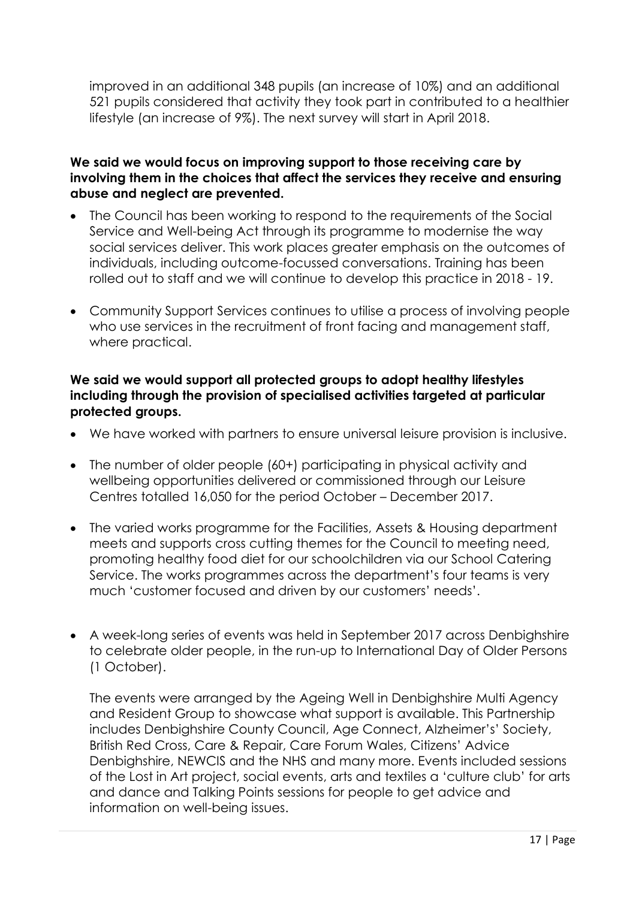improved in an additional 348 pupils (an increase of 10%) and an additional 521 pupils considered that activity they took part in contributed to a healthier lifestyle (an increase of 9%). The next survey will start in April 2018.

**We said we would focus on improving support to those receiving care by involving them in the choices that affect the services they receive and ensuring abuse and neglect are prevented.**

- The Council has been working to respond to the requirements of the Social Service and Well-being Act through its programme to modernise the way social services deliver. This work places greater emphasis on the outcomes of individuals, including outcome-focussed conversations. Training has been rolled out to staff and we will continue to develop this practice in 2018 - 19.
- Community Support Services continues to utilise a process of involving people who use services in the recruitment of front facing and management staff, where practical.

**We said we would support all protected groups to adopt healthy lifestyles including through the provision of specialised activities targeted at particular protected groups.**

- We have worked with partners to ensure universal leisure provision is inclusive.
- The number of older people (60+) participating in physical activity and wellbeing opportunities delivered or commissioned through our Leisure Centres totalled 16,050 for the period October – December 2017.
- The varied works programme for the Facilities, Assets & Housing department meets and supports cross cutting themes for the Council to meeting need, promoting healthy food diet for our schoolchildren via our School Catering Service. The works programmes across the department's four teams is very much 'customer focused and driven by our customers' needs'.
- A week-long series of events was held in September 2017 across Denbighshire to celebrate older people, in the run-up to International Day of Older Persons (1 October).

  The events were arranged by the Ageing Well in Denbighshire Multi Agency and Resident Group to showcase what support is available. This Partnership includes Denbighshire County Council, Age Connect, Alzheimer's' Society, British Red Cross, Care & Repair, Care Forum Wales, Citizens' Advice Denbighshire, NEWCIS and the NHS and many more. Events included sessions of the Lost in Art project, social events, arts and textiles a 'culture club' for arts and dance and Talking Points sessions for people to get advice and information on well-being issues.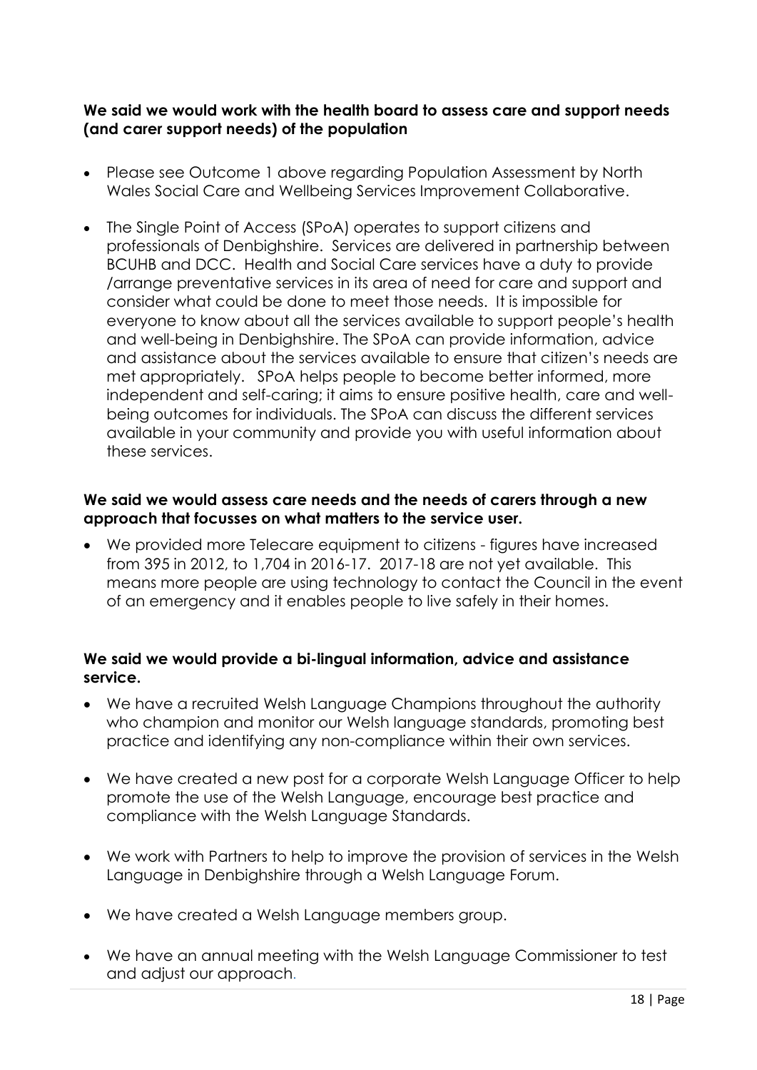**We said we would work with the health board to assess care and support needs (and carer support needs) of the population**

- Please see Outcome 1 above regarding Population Assessment by North Wales Social Care and Wellbeing Services Improvement Collaborative.
- The Single Point of Access (SPoA) operates to support citizens and professionals of Denbighshire. Services are delivered in partnership between BCUHB and DCC. Health and Social Care services have a duty to provide /arrange preventative services in its area of need for care and support and consider what could be done to meet those needs. It is impossible for everyone to know about all the services available to support people's health and well-being in Denbighshire. The SPoA can provide information, advice and assistance about the services available to ensure that citizen's needs are met appropriately. SPoA helps people to become better informed, more independent and self-caring; it aims to ensure positive health, care and well-being outcomes for individuals. The SPoA can discuss the different services available in your community and provide you with useful information about these services.

**We said we would assess care needs and the needs of carers through a new approach that focusses on what matters to the service user.**

- We provided more Telecare equipment to citizens - figures have increased from 395 in 2012, to 1,704 in 2016-17. 2017-18 are not yet available. This means more people are using technology to contact the Council in the event of an emergency and it enables people to live safely in their homes.

**We said we would provide a bi-lingual information, advice and assistance service.**

- We have a recruited Welsh Language Champions throughout the authority who champion and monitor our Welsh language standards, promoting best practice and identifying any non-compliance within their own services.
- We have created a new post for a corporate Welsh Language Officer to help promote the use of the Welsh Language, encourage best practice and compliance with the Welsh Language Standards.
- We work with Partners to help to improve the provision of services in the Welsh Language in Denbighshire through a Welsh Language Forum.
- We have created a Welsh Language members group.
- We have an annual meeting with the Welsh Language Commissioner to test and adjust our approach.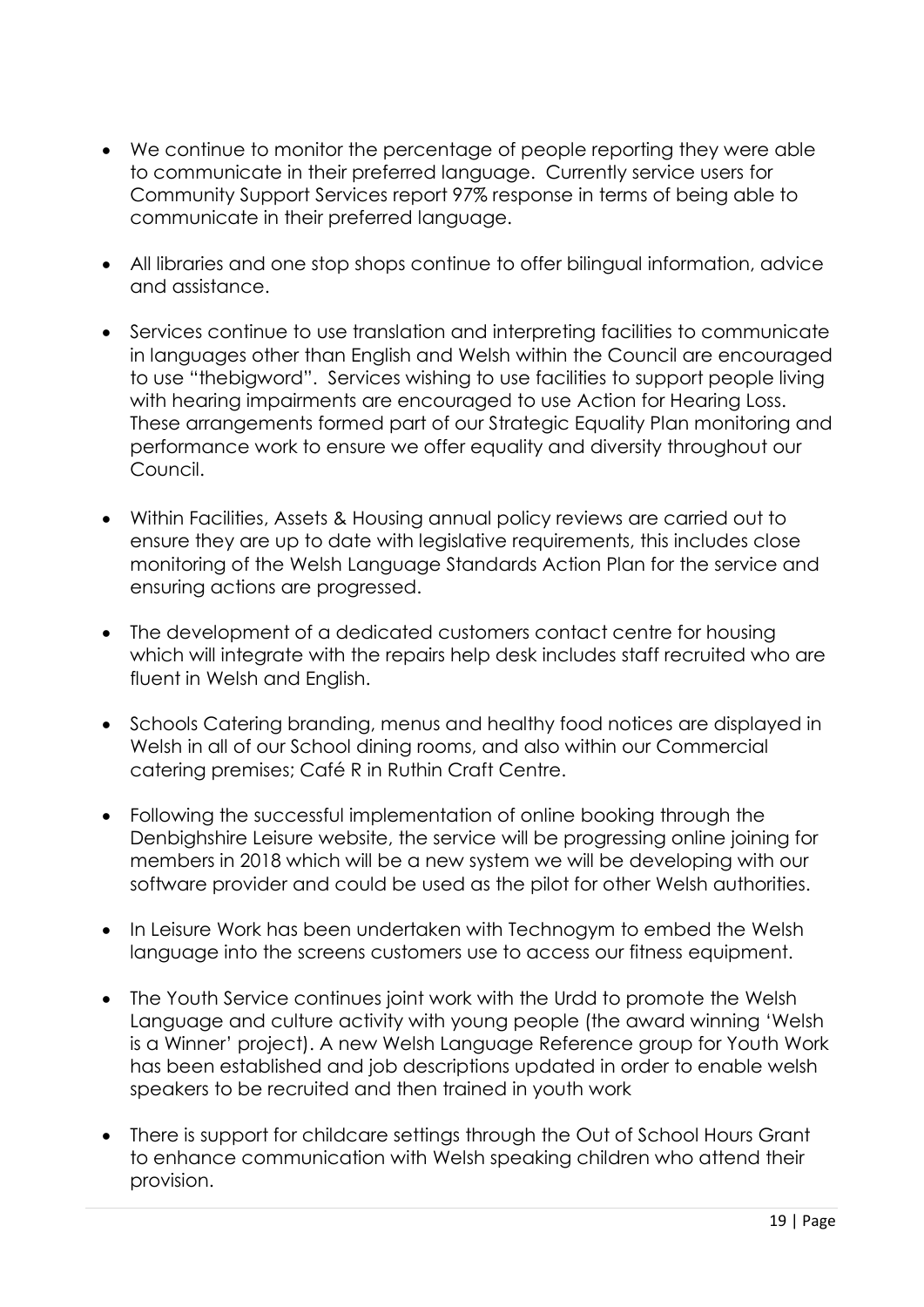- We continue to monitor the percentage of people reporting they were able to communicate in their preferred language. Currently service users for Community Support Services report 97% response in terms of being able to communicate in their preferred language.

- All libraries and one stop shops continue to offer bilingual information, advice and assistance.

- Services continue to use translation and interpreting facilities to communicate in languages other than English and Welsh within the Council are encouraged to use "thebigword". Services wishing to use facilities to support people living with hearing impairments are encouraged to use Action for Hearing Loss. These arrangements formed part of our Strategic Equality Plan monitoring and performance work to ensure we offer equality and diversity throughout our Council.

- Within Facilities, Assets & Housing annual policy reviews are carried out to ensure they are up to date with legislative requirements, this includes close monitoring of the Welsh Language Standards Action Plan for the service and ensuring actions are progressed.

- The development of a dedicated customers contact centre for housing which will integrate with the repairs help desk includes staff recruited who are fluent in Welsh and English.

- Schools Catering branding, menus and healthy food notices are displayed in Welsh in all of our School dining rooms, and also within our Commercial catering premises; Café R in Ruthin Craft Centre.

- Following the successful implementation of online booking through the Denbighshire Leisure website, the service will be progressing online joining for members in 2018 which will be a new system we will be developing with our software provider and could be used as the pilot for other Welsh authorities.

- In Leisure Work has been undertaken with Technogym to embed the Welsh language into the screens customers use to access our fitness equipment.

- The Youth Service continues joint work with the Urdd to promote the Welsh Language and culture activity with young people (the award winning 'Welsh is a Winner' project). A new Welsh Language Reference group for Youth Work has been established and job descriptions updated in order to enable welsh speakers to be recruited and then trained in youth work

- There is support for childcare settings through the Out of School Hours Grant to enhance communication with Welsh speaking children who attend their provision.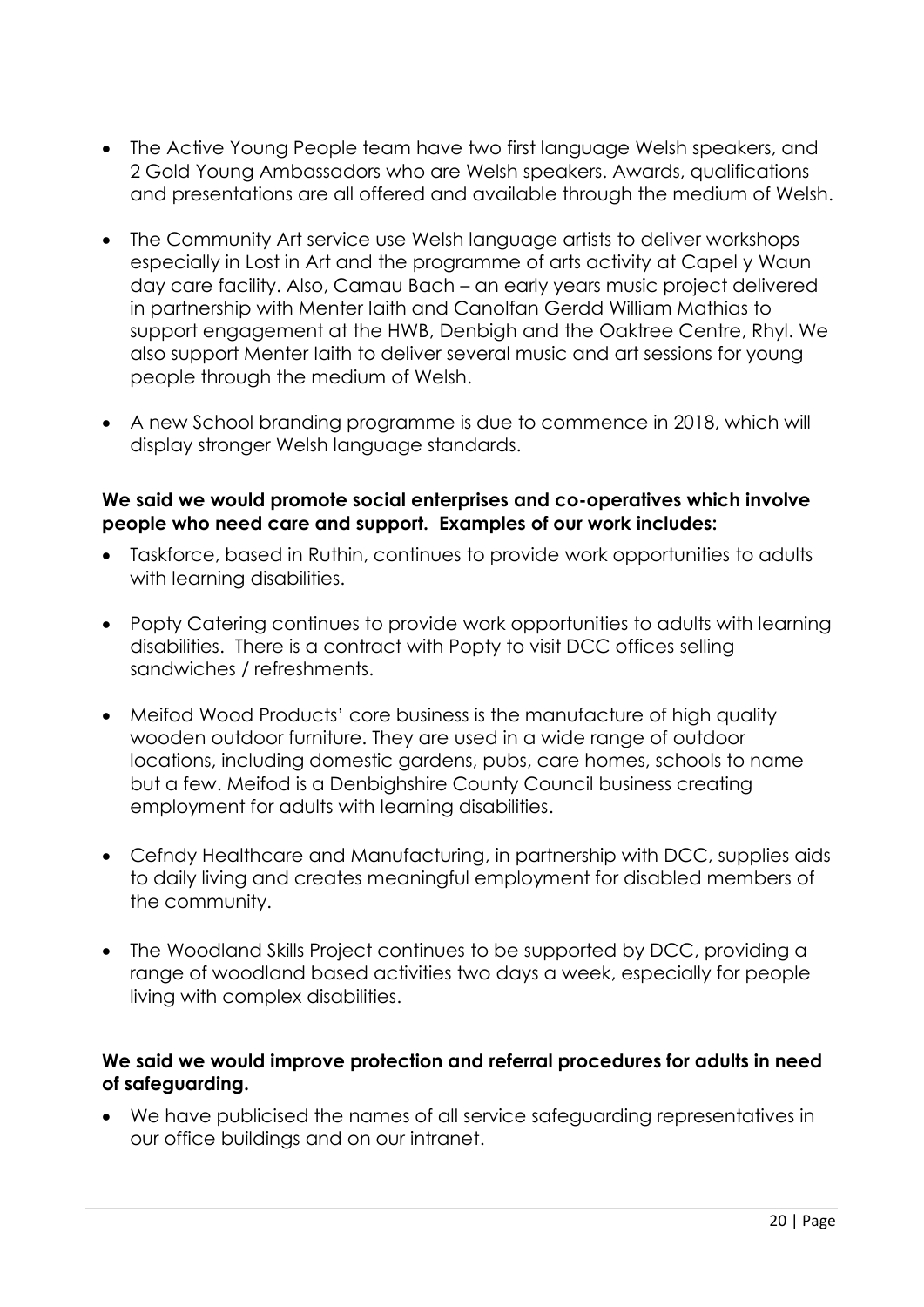- The Active Young People team have two first language Welsh speakers, and 2 Gold Young Ambassadors who are Welsh speakers. Awards, qualifications and presentations are all offered and available through the medium of Welsh.

- The Community Art service use Welsh language artists to deliver workshops especially in Lost in Art and the programme of arts activity at Capel y Waun day care facility. Also, Camau Bach – an early years music project delivered in partnership with Menter Iaith and Canolfan Gerdd William Mathias to support engagement at the HWB, Denbigh and the Oaktree Centre, Rhyl. We also support Menter Iaith to deliver several music and art sessions for young people through the medium of Welsh.

- A new School branding programme is due to commence in 2018, which will display stronger Welsh language standards.

**We said we would promote social enterprises and co-operatives which involve people who need care and support. Examples of our work includes:**

- Taskforce, based in Ruthin, continues to provide work opportunities to adults with learning disabilities.

- Popty Catering continues to provide work opportunities to adults with learning disabilities. There is a contract with Popty to visit DCC offices selling sandwiches / refreshments.

- Meifod Wood Products' core business is the manufacture of high quality wooden outdoor furniture. They are used in a wide range of outdoor locations, including domestic gardens, pubs, care homes, schools to name but a few. Meifod is a Denbighshire County Council business creating employment for adults with learning disabilities.

- Cefndy Healthcare and Manufacturing, in partnership with DCC, supplies aids to daily living and creates meaningful employment for disabled members of the community.

- The Woodland Skills Project continues to be supported by DCC, providing a range of woodland based activities two days a week, especially for people living with complex disabilities.

**We said we would improve protection and referral procedures for adults in need of safeguarding.**

- We have publicised the names of all service safeguarding representatives in our office buildings and on our intranet.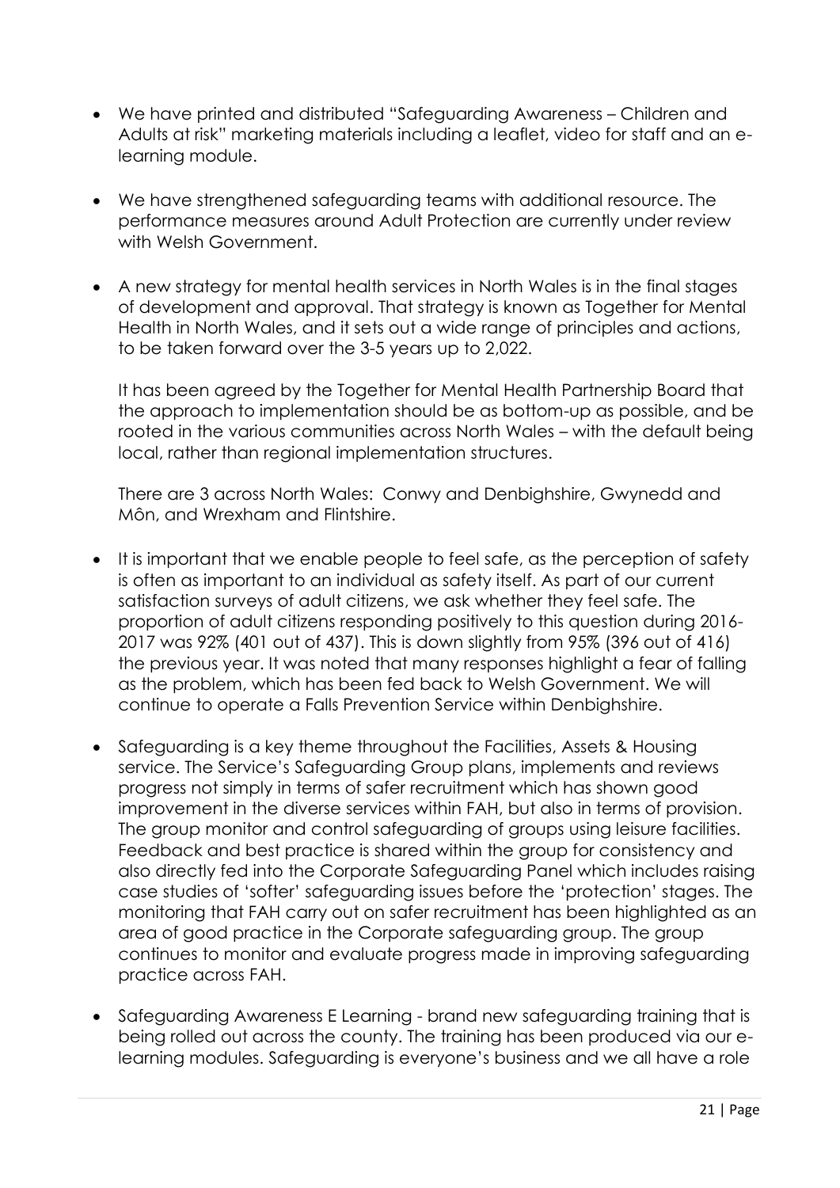- We have printed and distributed "Safeguarding Awareness – Children and Adults at risk" marketing materials including a leaflet, video for staff and an e-learning module.

- We have strengthened safeguarding teams with additional resource. The performance measures around Adult Protection are currently under review with Welsh Government.

- A new strategy for mental health services in North Wales is in the final stages of development and approval. That strategy is known as Together for Mental Health in North Wales, and it sets out a wide range of principles and actions, to be taken forward over the 3-5 years up to 2,022.

  It has been agreed by the Together for Mental Health Partnership Board that the approach to implementation should be as bottom-up as possible, and be rooted in the various communities across North Wales – with the default being local, rather than regional implementation structures.

  There are 3 across North Wales: Conwy and Denbighshire, Gwynedd and Môn, and Wrexham and Flintshire.

- It is important that we enable people to feel safe, as the perception of safety is often as important to an individual as safety itself. As part of our current satisfaction surveys of adult citizens, we ask whether they feel safe. The proportion of adult citizens responding positively to this question during 2016-2017 was 92% (401 out of 437). This is down slightly from 95% (396 out of 416) the previous year. It was noted that many responses highlight a fear of falling as the problem, which has been fed back to Welsh Government. We will continue to operate a Falls Prevention Service within Denbighshire.

- Safeguarding is a key theme throughout the Facilities, Assets & Housing service. The Service's Safeguarding Group plans, implements and reviews progress not simply in terms of safer recruitment which has shown good improvement in the diverse services within FAH, but also in terms of provision. The group monitor and control safeguarding of groups using leisure facilities. Feedback and best practice is shared within the group for consistency and also directly fed into the Corporate Safeguarding Panel which includes raising case studies of 'softer' safeguarding issues before the 'protection' stages. The monitoring that FAH carry out on safer recruitment has been highlighted as an area of good practice in the Corporate safeguarding group. The group continues to monitor and evaluate progress made in improving safeguarding practice across FAH.

- Safeguarding Awareness E Learning - brand new safeguarding training that is being rolled out across the county. The training has been produced via our e-learning modules. Safeguarding is everyone's business and we all have a role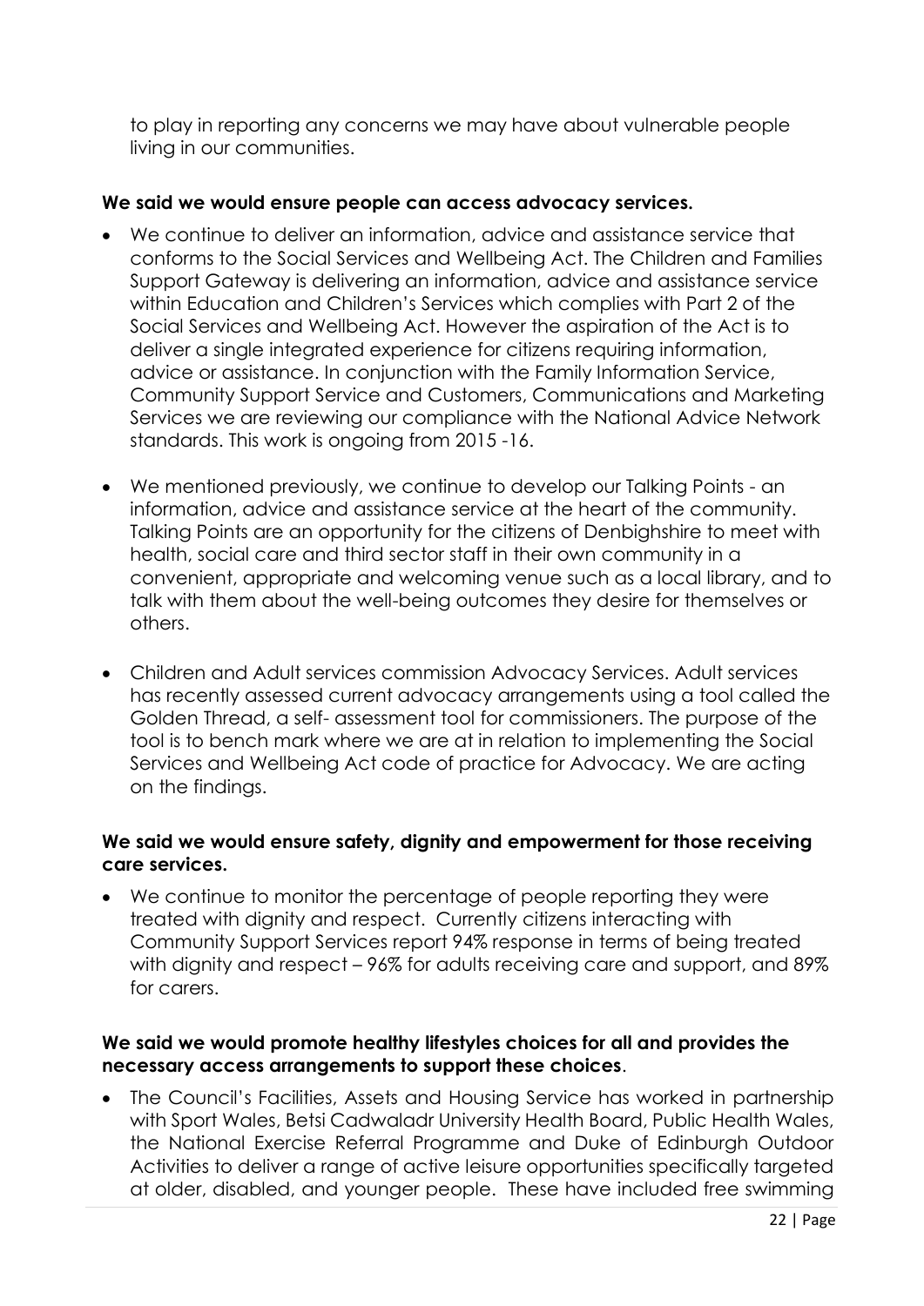to play in reporting any concerns we may have about vulnerable people living in our communities.

**We said we would ensure people can access advocacy services.**

- We continue to deliver an information, advice and assistance service that conforms to the Social Services and Wellbeing Act. The Children and Families Support Gateway is delivering an information, advice and assistance service within Education and Children's Services which complies with Part 2 of the Social Services and Wellbeing Act. However the aspiration of the Act is to deliver a single integrated experience for citizens requiring information, advice or assistance. In conjunction with the Family Information Service, Community Support Service and Customers, Communications and Marketing Services we are reviewing our compliance with the National Advice Network standards. This work is ongoing from 2015 -16.
- We mentioned previously, we continue to develop our Talking Points - an information, advice and assistance service at the heart of the community. Talking Points are an opportunity for the citizens of Denbighshire to meet with health, social care and third sector staff in their own community in a convenient, appropriate and welcoming venue such as a local library, and to talk with them about the well-being outcomes they desire for themselves or others.
- Children and Adult services commission Advocacy Services. Adult services has recently assessed current advocacy arrangements using a tool called the Golden Thread, a self- assessment tool for commissioners. The purpose of the tool is to bench mark where we are at in relation to implementing the Social Services and Wellbeing Act code of practice for Advocacy. We are acting on the findings.

**We said we would ensure safety, dignity and empowerment for those receiving care services.**

- We continue to monitor the percentage of people reporting they were treated with dignity and respect. Currently citizens interacting with Community Support Services report 94% response in terms of being treated with dignity and respect – 96% for adults receiving care and support, and 89% for carers.

**We said we would promote healthy lifestyles choices for all and provides the necessary access arrangements to support these choices**.

- The Council's Facilities, Assets and Housing Service has worked in partnership with Sport Wales, Betsi Cadwaladr University Health Board, Public Health Wales, the National Exercise Referral Programme and Duke of Edinburgh Outdoor Activities to deliver a range of active leisure opportunities specifically targeted at older, disabled, and younger people. These have included free swimming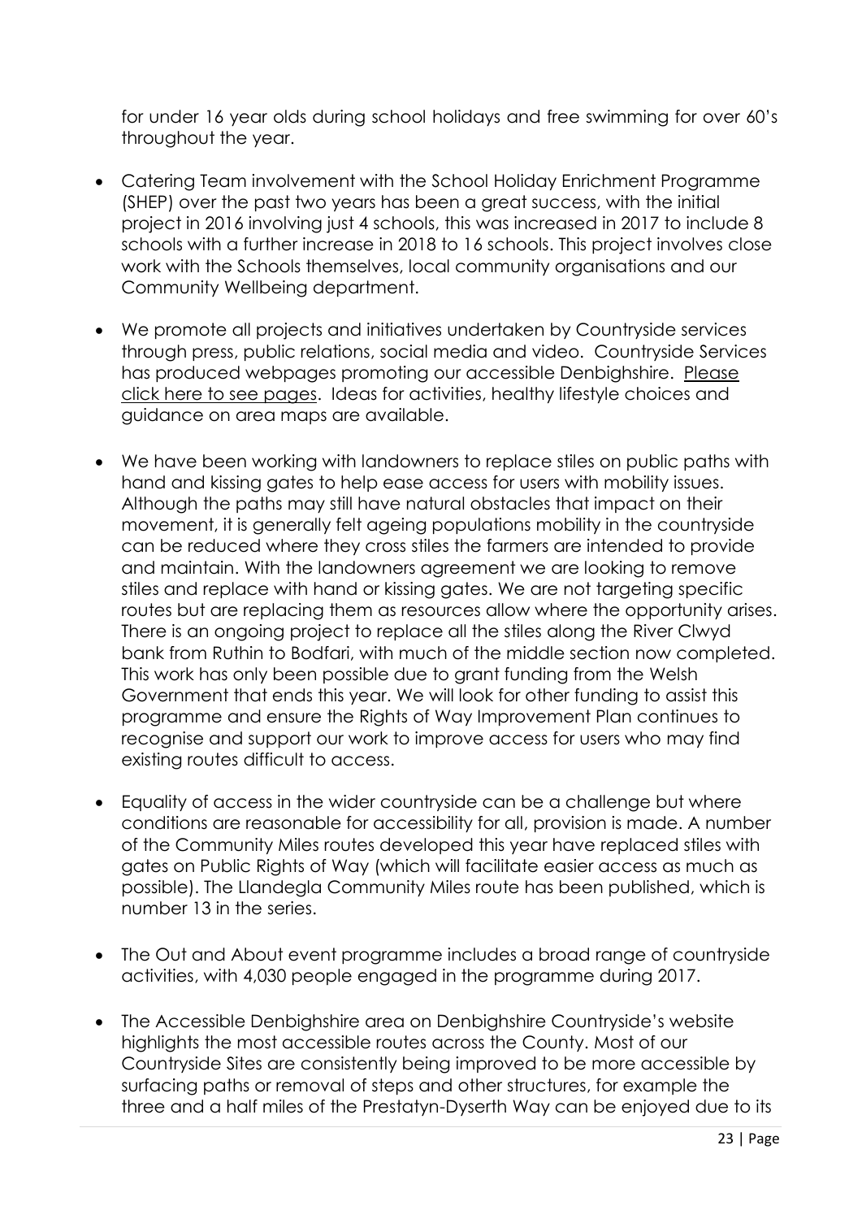for under 16 year olds during school holidays and free swimming for over 60's throughout the year.

- Catering Team involvement with the School Holiday Enrichment Programme (SHEP) over the past two years has been a great success, with the initial project in 2016 involving just 4 schools, this was increased in 2017 to include 8 schools with a further increase in 2018 to 16 schools. This project involves close work with the Schools themselves, local community organisations and our Community Wellbeing department.

- We promote all projects and initiatives undertaken by Countryside services through press, public relations, social media and video. Countryside Services has produced webpages promoting our accessible Denbighshire. Please click here to see pages. Ideas for activities, healthy lifestyle choices and guidance on area maps are available.

- We have been working with landowners to replace stiles on public paths with hand and kissing gates to help ease access for users with mobility issues. Although the paths may still have natural obstacles that impact on their movement, it is generally felt ageing populations mobility in the countryside can be reduced where they cross stiles the farmers are intended to provide and maintain. With the landowners agreement we are looking to remove stiles and replace with hand or kissing gates. We are not targeting specific routes but are replacing them as resources allow where the opportunity arises. There is an ongoing project to replace all the stiles along the River Clwyd bank from Ruthin to Bodfari, with much of the middle section now completed. This work has only been possible due to grant funding from the Welsh Government that ends this year. We will look for other funding to assist this programme and ensure the Rights of Way Improvement Plan continues to recognise and support our work to improve access for users who may find existing routes difficult to access.

- Equality of access in the wider countryside can be a challenge but where conditions are reasonable for accessibility for all, provision is made. A number of the Community Miles routes developed this year have replaced stiles with gates on Public Rights of Way (which will facilitate easier access as much as possible). The Llandegla Community Miles route has been published, which is number 13 in the series.

- The Out and About event programme includes a broad range of countryside activities, with 4,030 people engaged in the programme during 2017.

- The Accessible Denbighshire area on Denbighshire Countryside's website highlights the most accessible routes across the County. Most of our Countryside Sites are consistently being improved to be more accessible by surfacing paths or removal of steps and other structures, for example the three and a half miles of the Prestatyn-Dyserth Way can be enjoyed due to its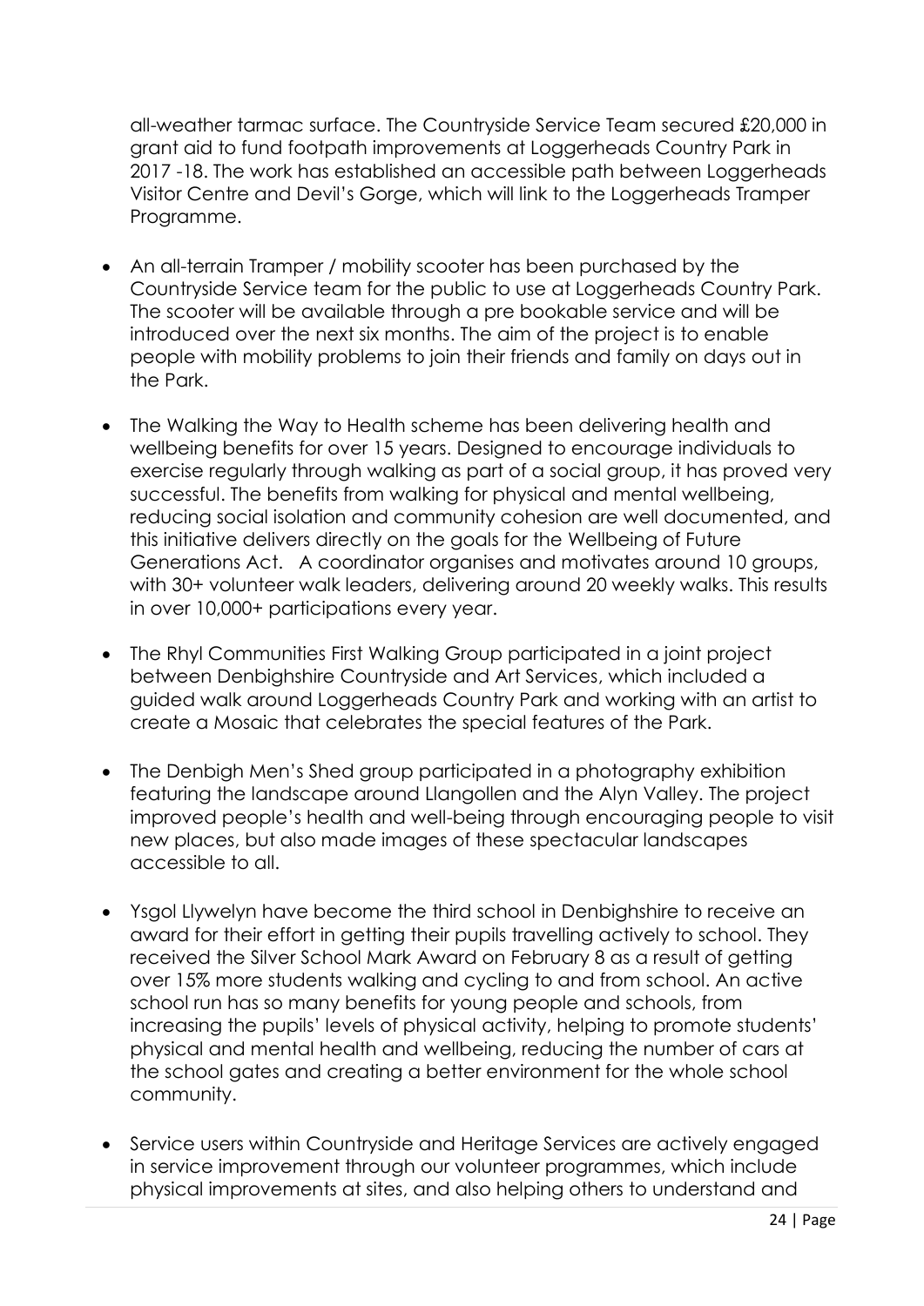all-weather tarmac surface. The Countryside Service Team secured £20,000 in grant aid to fund footpath improvements at Loggerheads Country Park in 2017 -18. The work has established an accessible path between Loggerheads Visitor Centre and Devil's Gorge, which will link to the Loggerheads Tramper Programme.

- An all-terrain Tramper / mobility scooter has been purchased by the Countryside Service team for the public to use at Loggerheads Country Park. The scooter will be available through a pre bookable service and will be introduced over the next six months. The aim of the project is to enable people with mobility problems to join their friends and family on days out in the Park.
- The Walking the Way to Health scheme has been delivering health and wellbeing benefits for over 15 years. Designed to encourage individuals to exercise regularly through walking as part of a social group, it has proved very successful. The benefits from walking for physical and mental wellbeing, reducing social isolation and community cohesion are well documented, and this initiative delivers directly on the goals for the Wellbeing of Future Generations Act. A coordinator organises and motivates around 10 groups, with 30+ volunteer walk leaders, delivering around 20 weekly walks. This results in over 10,000+ participations every year.
- The Rhyl Communities First Walking Group participated in a joint project between Denbighshire Countryside and Art Services, which included a guided walk around Loggerheads Country Park and working with an artist to create a Mosaic that celebrates the special features of the Park.
- The Denbigh Men's Shed group participated in a photography exhibition featuring the landscape around Llangollen and the Alyn Valley. The project improved people's health and well-being through encouraging people to visit new places, but also made images of these spectacular landscapes accessible to all.
- Ysgol Llywelyn have become the third school in Denbighshire to receive an award for their effort in getting their pupils travelling actively to school. They received the Silver School Mark Award on February 8 as a result of getting over 15% more students walking and cycling to and from school. An active school run has so many benefits for young people and schools, from increasing the pupils' levels of physical activity, helping to promote students' physical and mental health and wellbeing, reducing the number of cars at the school gates and creating a better environment for the whole school community.
- Service users within Countryside and Heritage Services are actively engaged in service improvement through our volunteer programmes, which include physical improvements at sites, and also helping others to understand and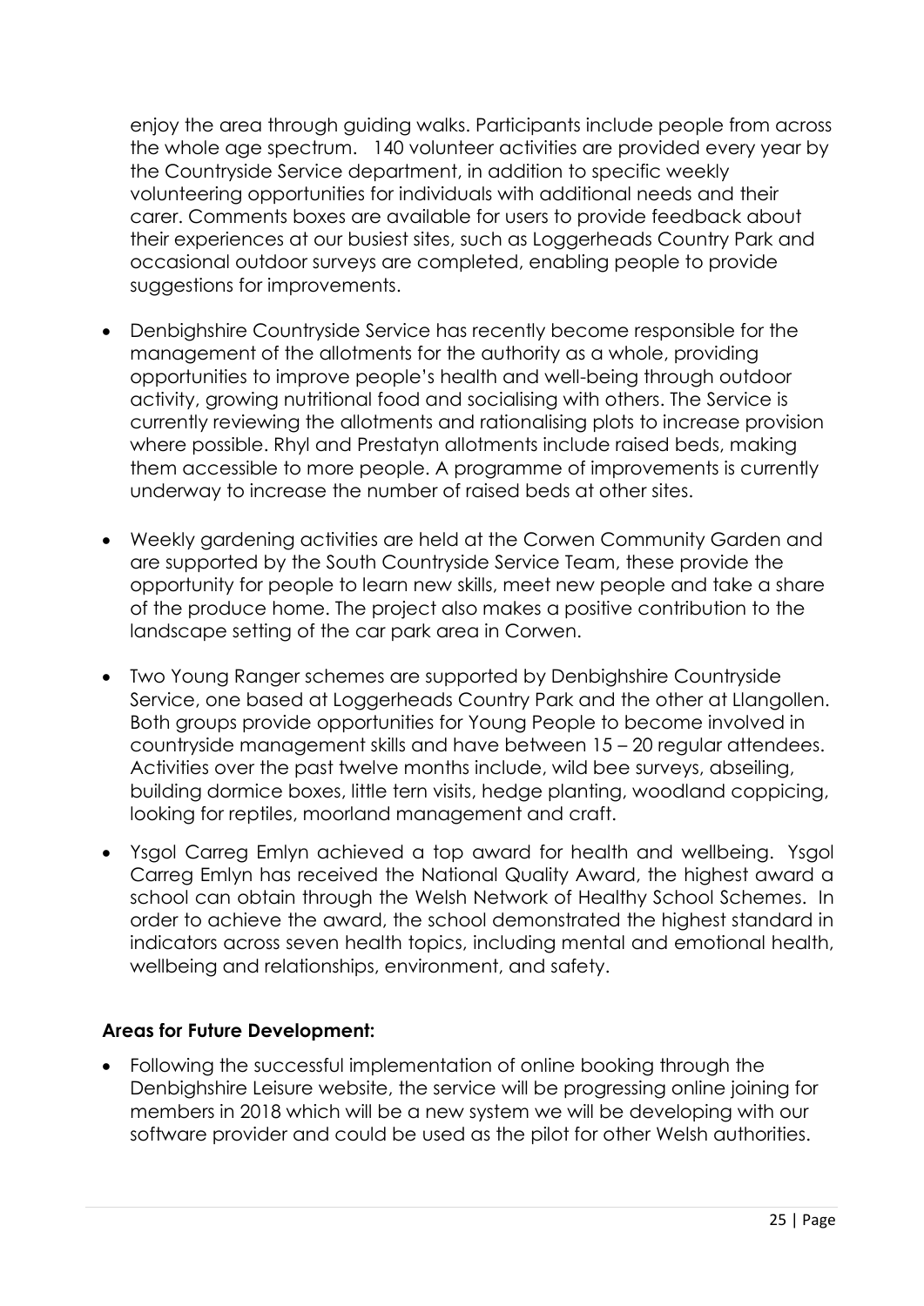enjoy the area through guiding walks. Participants include people from across the whole age spectrum. 140 volunteer activities are provided every year by the Countryside Service department, in addition to specific weekly volunteering opportunities for individuals with additional needs and their carer. Comments boxes are available for users to provide feedback about their experiences at our busiest sites, such as Loggerheads Country Park and occasional outdoor surveys are completed, enabling people to provide suggestions for improvements.

- Denbighshire Countryside Service has recently become responsible for the management of the allotments for the authority as a whole, providing opportunities to improve people's health and well-being through outdoor activity, growing nutritional food and socialising with others. The Service is currently reviewing the allotments and rationalising plots to increase provision where possible. Rhyl and Prestatyn allotments include raised beds, making them accessible to more people. A programme of improvements is currently underway to increase the number of raised beds at other sites.

- Weekly gardening activities are held at the Corwen Community Garden and are supported by the South Countryside Service Team, these provide the opportunity for people to learn new skills, meet new people and take a share of the produce home. The project also makes a positive contribution to the landscape setting of the car park area in Corwen.

- Two Young Ranger schemes are supported by Denbighshire Countryside Service, one based at Loggerheads Country Park and the other at Llangollen. Both groups provide opportunities for Young People to become involved in countryside management skills and have between 15 – 20 regular attendees. Activities over the past twelve months include, wild bee surveys, abseiling, building dormice boxes, little tern visits, hedge planting, woodland coppicing, looking for reptiles, moorland management and craft.

- Ysgol Carreg Emlyn achieved a top award for health and wellbeing. Ysgol Carreg Emlyn has received the National Quality Award, the highest award a school can obtain through the Welsh Network of Healthy School Schemes. In order to achieve the award, the school demonstrated the highest standard in indicators across seven health topics, including mental and emotional health, wellbeing and relationships, environment, and safety.

**Areas for Future Development:**

- Following the successful implementation of online booking through the Denbighshire Leisure website, the service will be progressing online joining for members in 2018 which will be a new system we will be developing with our software provider and could be used as the pilot for other Welsh authorities.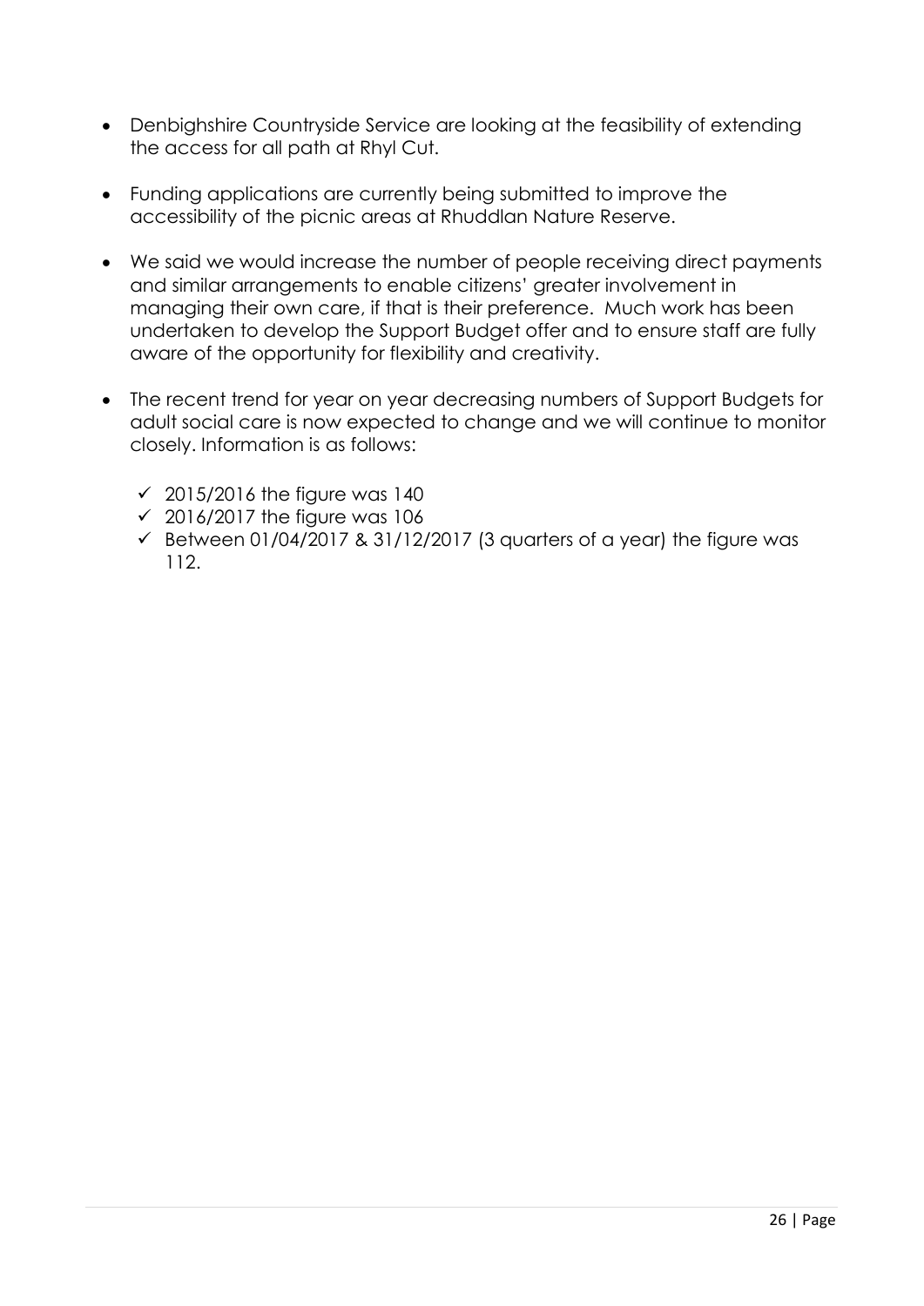- Denbighshire Countryside Service are looking at the feasibility of extending the access for all path at Rhyl Cut.

- Funding applications are currently being submitted to improve the accessibility of the picnic areas at Rhuddlan Nature Reserve.

- We said we would increase the number of people receiving direct payments and similar arrangements to enable citizens' greater involvement in managing their own care, if that is their preference. Much work has been undertaken to develop the Support Budget offer and to ensure staff are fully aware of the opportunity for flexibility and creativity.

- The recent trend for year on year decreasing numbers of Support Budgets for adult social care is now expected to change and we will continue to monitor closely. Information is as follows:

  - ✓ 2015/2016 the figure was 140
  - ✓ 2016/2017 the figure was 106
  - ✓ Between 01/04/2017 & 31/12/2017 (3 quarters of a year) the figure was 112.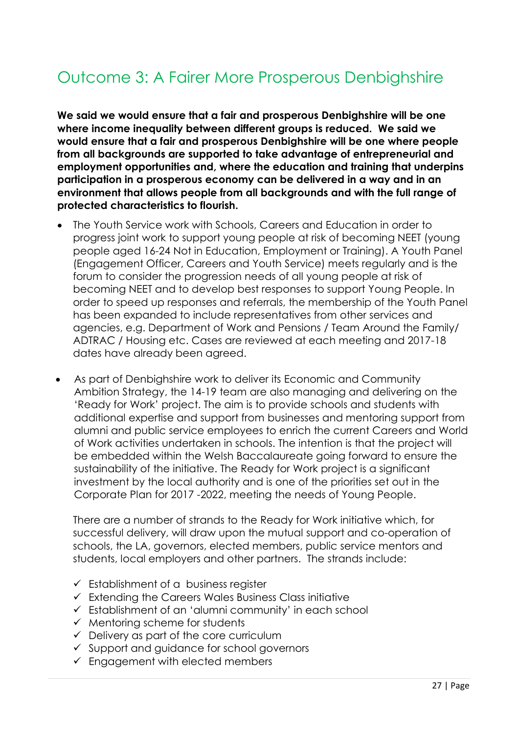# Outcome 3: A Fairer More Prosperous Denbighshire

**We said we would ensure that a fair and prosperous Denbighshire will be one where income inequality between different groups is reduced. We said we would ensure that a fair and prosperous Denbighshire will be one where people from all backgrounds are supported to take advantage of entrepreneurial and employment opportunities and, where the education and training that underpins participation in a prosperous economy can be delivered in a way and in an environment that allows people from all backgrounds and with the full range of protected characteristics to flourish.**

- The Youth Service work with Schools, Careers and Education in order to progress joint work to support young people at risk of becoming NEET (young people aged 16-24 Not in Education, Employment or Training). A Youth Panel (Engagement Officer, Careers and Youth Service) meets regularly and is the forum to consider the progression needs of all young people at risk of becoming NEET and to develop best responses to support Young People. In order to speed up responses and referrals, the membership of the Youth Panel has been expanded to include representatives from other services and agencies, e.g. Department of Work and Pensions / Team Around the Family/ ADTRAC / Housing etc. Cases are reviewed at each meeting and 2017-18 dates have already been agreed.

- As part of Denbighshire work to deliver its Economic and Community Ambition Strategy, the 14-19 team are also managing and delivering on the 'Ready for Work' project. The aim is to provide schools and students with additional expertise and support from businesses and mentoring support from alumni and public service employees to enrich the current Careers and World of Work activities undertaken in schools. The intention is that the project will be embedded within the Welsh Baccalaureate going forward to ensure the sustainability of the initiative. The Ready for Work project is a significant investment by the local authority and is one of the priorities set out in the Corporate Plan for 2017 -2022, meeting the needs of Young People.

  There are a number of strands to the Ready for Work initiative which, for successful delivery, will draw upon the mutual support and co-operation of schools, the LA, governors, elected members, public service mentors and students, local employers and other partners. The strands include:

  - ✓ Establishment of a business register
  - ✓ Extending the Careers Wales Business Class initiative
  - ✓ Establishment of an 'alumni community' in each school
  - ✓ Mentoring scheme for students
  - ✓ Delivery as part of the core curriculum
  - ✓ Support and guidance for school governors
  - ✓ Engagement with elected members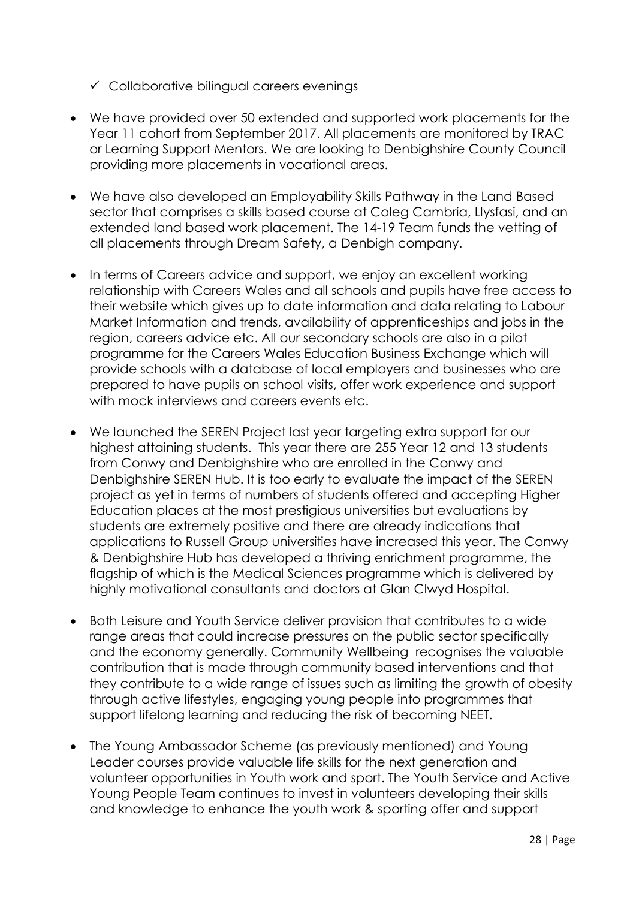- ✓ Collaborative bilingual careers evenings

- We have provided over 50 extended and supported work placements for the Year 11 cohort from September 2017. All placements are monitored by TRAC or Learning Support Mentors. We are looking to Denbighshire County Council providing more placements in vocational areas.

- We have also developed an Employability Skills Pathway in the Land Based sector that comprises a skills based course at Coleg Cambria, Llysfasi, and an extended land based work placement. The 14-19 Team funds the vetting of all placements through Dream Safety, a Denbigh company.

- In terms of Careers advice and support, we enjoy an excellent working relationship with Careers Wales and all schools and pupils have free access to their website which gives up to date information and data relating to Labour Market Information and trends, availability of apprenticeships and jobs in the region, careers advice etc. All our secondary schools are also in a pilot programme for the Careers Wales Education Business Exchange which will provide schools with a database of local employers and businesses who are prepared to have pupils on school visits, offer work experience and support with mock interviews and careers events etc.

- We launched the SEREN Project last year targeting extra support for our highest attaining students. This year there are 255 Year 12 and 13 students from Conwy and Denbighshire who are enrolled in the Conwy and Denbighshire SEREN Hub. It is too early to evaluate the impact of the SEREN project as yet in terms of numbers of students offered and accepting Higher Education places at the most prestigious universities but evaluations by students are extremely positive and there are already indications that applications to Russell Group universities have increased this year. The Conwy & Denbighshire Hub has developed a thriving enrichment programme, the flagship of which is the Medical Sciences programme which is delivered by highly motivational consultants and doctors at Glan Clwyd Hospital.

- Both Leisure and Youth Service deliver provision that contributes to a wide range areas that could increase pressures on the public sector specifically and the economy generally. Community Wellbeing recognises the valuable contribution that is made through community based interventions and that they contribute to a wide range of issues such as limiting the growth of obesity through active lifestyles, engaging young people into programmes that support lifelong learning and reducing the risk of becoming NEET.

- The Young Ambassador Scheme (as previously mentioned) and Young Leader courses provide valuable life skills for the next generation and volunteer opportunities in Youth work and sport. The Youth Service and Active Young People Team continues to invest in volunteers developing their skills and knowledge to enhance the youth work & sporting offer and support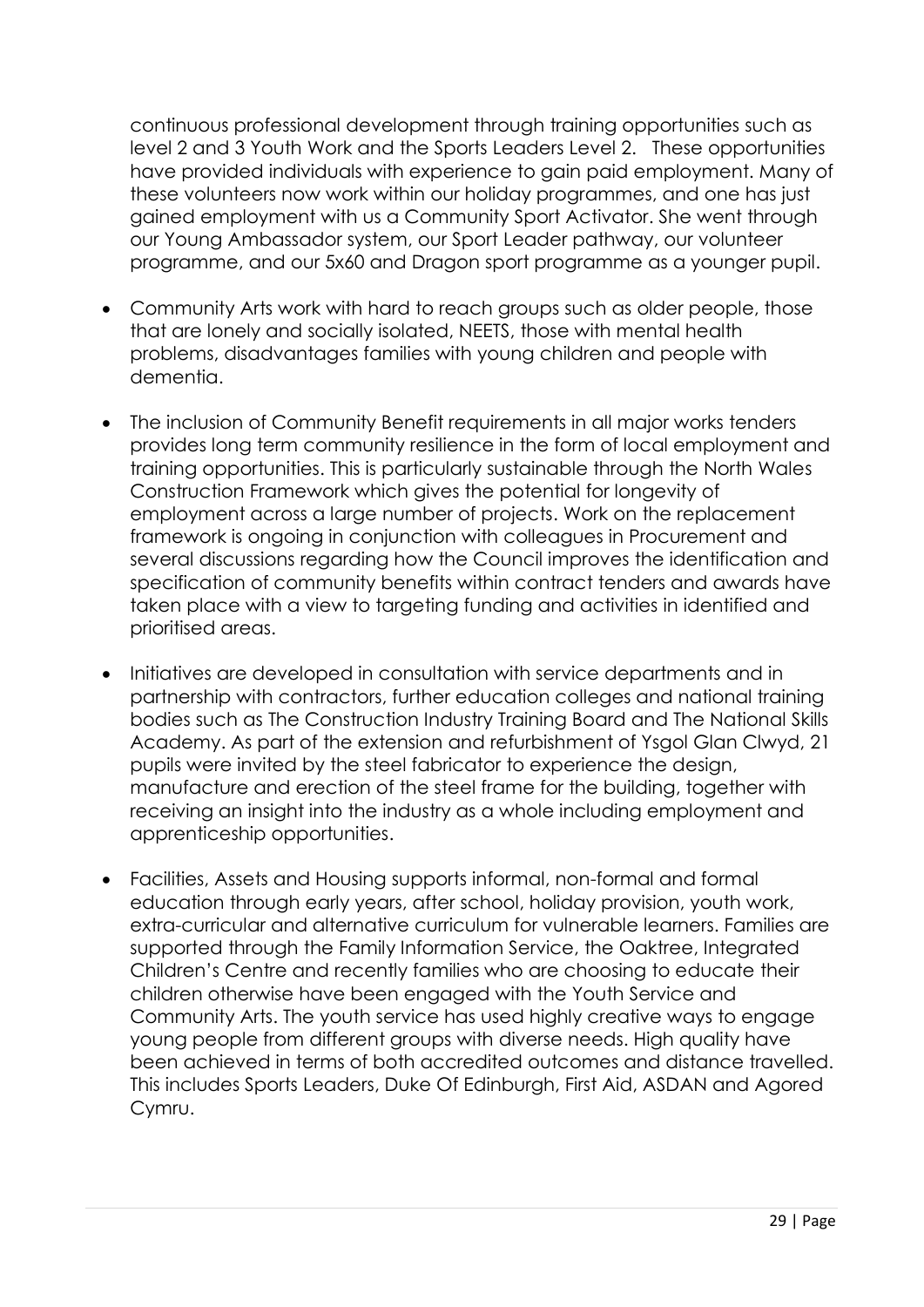continuous professional development through training opportunities such as level 2 and 3 Youth Work and the Sports Leaders Level 2. These opportunities have provided individuals with experience to gain paid employment. Many of these volunteers now work within our holiday programmes, and one has just gained employment with us a Community Sport Activator. She went through our Young Ambassador system, our Sport Leader pathway, our volunteer programme, and our 5x60 and Dragon sport programme as a younger pupil.

- Community Arts work with hard to reach groups such as older people, those that are lonely and socially isolated, NEETS, those with mental health problems, disadvantages families with young children and people with dementia.
- The inclusion of Community Benefit requirements in all major works tenders provides long term community resilience in the form of local employment and training opportunities. This is particularly sustainable through the North Wales Construction Framework which gives the potential for longevity of employment across a large number of projects. Work on the replacement framework is ongoing in conjunction with colleagues in Procurement and several discussions regarding how the Council improves the identification and specification of community benefits within contract tenders and awards have taken place with a view to targeting funding and activities in identified and prioritised areas.
- Initiatives are developed in consultation with service departments and in partnership with contractors, further education colleges and national training bodies such as The Construction Industry Training Board and The National Skills Academy. As part of the extension and refurbishment of Ysgol Glan Clwyd, 21 pupils were invited by the steel fabricator to experience the design, manufacture and erection of the steel frame for the building, together with receiving an insight into the industry as a whole including employment and apprenticeship opportunities.
- Facilities, Assets and Housing supports informal, non-formal and formal education through early years, after school, holiday provision, youth work, extra-curricular and alternative curriculum for vulnerable learners. Families are supported through the Family Information Service, the Oaktree, Integrated Children's Centre and recently families who are choosing to educate their children otherwise have been engaged with the Youth Service and Community Arts. The youth service has used highly creative ways to engage young people from different groups with diverse needs. High quality have been achieved in terms of both accredited outcomes and distance travelled. This includes Sports Leaders, Duke Of Edinburgh, First Aid, ASDAN and Agored Cymru.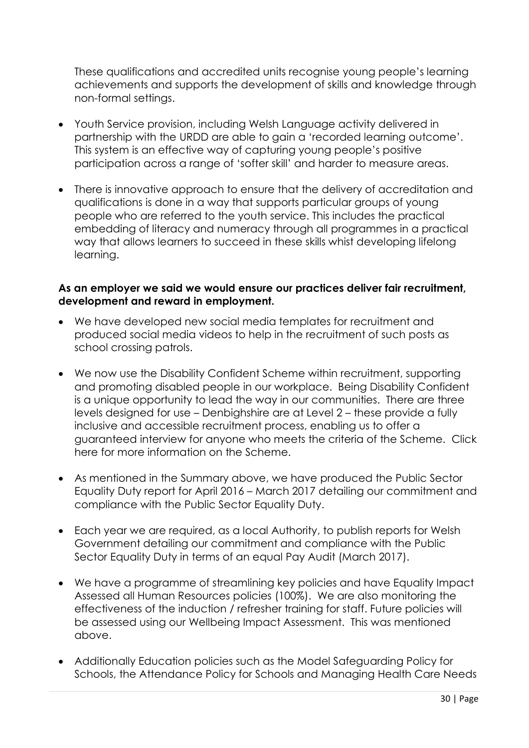These qualifications and accredited units recognise young people's learning achievements and supports the development of skills and knowledge through non-formal settings.

- Youth Service provision, including Welsh Language activity delivered in partnership with the URDD are able to gain a 'recorded learning outcome'. This system is an effective way of capturing young people's positive participation across a range of 'softer skill' and harder to measure areas.
- There is innovative approach to ensure that the delivery of accreditation and qualifications is done in a way that supports particular groups of young people who are referred to the youth service. This includes the practical embedding of literacy and numeracy through all programmes in a practical way that allows learners to succeed in these skills whilst developing lifelong learning.

**As an employer we said we would ensure our practices deliver fair recruitment, development and reward in employment.**

- We have developed new social media templates for recruitment and produced social media videos to help in the recruitment of such posts as school crossing patrols.
- We now use the Disability Confident Scheme within recruitment, supporting and promoting disabled people in our workplace. Being Disability Confident is a unique opportunity to lead the way in our communities. There are three levels designed for use – Denbighshire are at Level 2 – these provide a fully inclusive and accessible recruitment process, enabling us to offer a guaranteed interview for anyone who meets the criteria of the Scheme. Click here for more information on the Scheme.
- As mentioned in the Summary above, we have produced the Public Sector Equality Duty report for April 2016 – March 2017 detailing our commitment and compliance with the Public Sector Equality Duty.
- Each year we are required, as a local Authority, to publish reports for Welsh Government detailing our commitment and compliance with the Public Sector Equality Duty in terms of an equal Pay Audit (March 2017).
- We have a programme of streamlining key policies and have Equality Impact Assessed all Human Resources policies (100%). We are also monitoring the effectiveness of the induction / refresher training for staff. Future policies will be assessed using our Wellbeing Impact Assessment. This was mentioned above.
- Additionally Education policies such as the Model Safeguarding Policy for Schools, the Attendance Policy for Schools and Managing Health Care Needs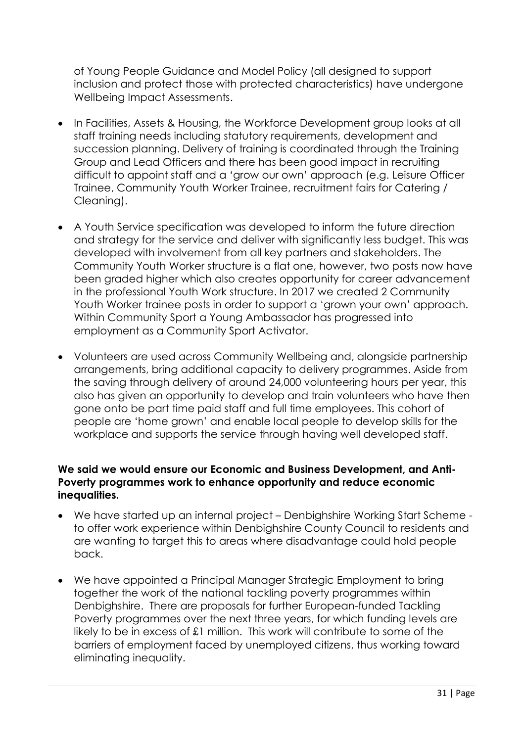of Young People Guidance and Model Policy (all designed to support inclusion and protect those with protected characteristics) have undergone Wellbeing Impact Assessments.

- In Facilities, Assets & Housing, the Workforce Development group looks at all staff training needs including statutory requirements, development and succession planning. Delivery of training is coordinated through the Training Group and Lead Officers and there has been good impact in recruiting difficult to appoint staff and a 'grow our own' approach (e.g. Leisure Officer Trainee, Community Youth Worker Trainee, recruitment fairs for Catering / Cleaning).
- A Youth Service specification was developed to inform the future direction and strategy for the service and deliver with significantly less budget. This was developed with involvement from all key partners and stakeholders. The Community Youth Worker structure is a flat one, however, two posts now have been graded higher which also creates opportunity for career advancement in the professional Youth Work structure. In 2017 we created 2 Community Youth Worker trainee posts in order to support a 'grown your own' approach. Within Community Sport a Young Ambassador has progressed into employment as a Community Sport Activator.
- Volunteers are used across Community Wellbeing and, alongside partnership arrangements, bring additional capacity to delivery programmes. Aside from the saving through delivery of around 24,000 volunteering hours per year, this also has given an opportunity to develop and train volunteers who have then gone onto be part time paid staff and full time employees. This cohort of people are 'home grown' and enable local people to develop skills for the workplace and supports the service through having well developed staff.

**We said we would ensure our Economic and Business Development, and Anti-Poverty programmes work to enhance opportunity and reduce economic inequalities.**

- We have started up an internal project – Denbighshire Working Start Scheme - to offer work experience within Denbighshire County Council to residents and are wanting to target this to areas where disadvantage could hold people back.
- We have appointed a Principal Manager Strategic Employment to bring together the work of the national tackling poverty programmes within Denbighshire. There are proposals for further European-funded Tackling Poverty programmes over the next three years, for which funding levels are likely to be in excess of £1 million. This work will contribute to some of the barriers of employment faced by unemployed citizens, thus working toward eliminating inequality.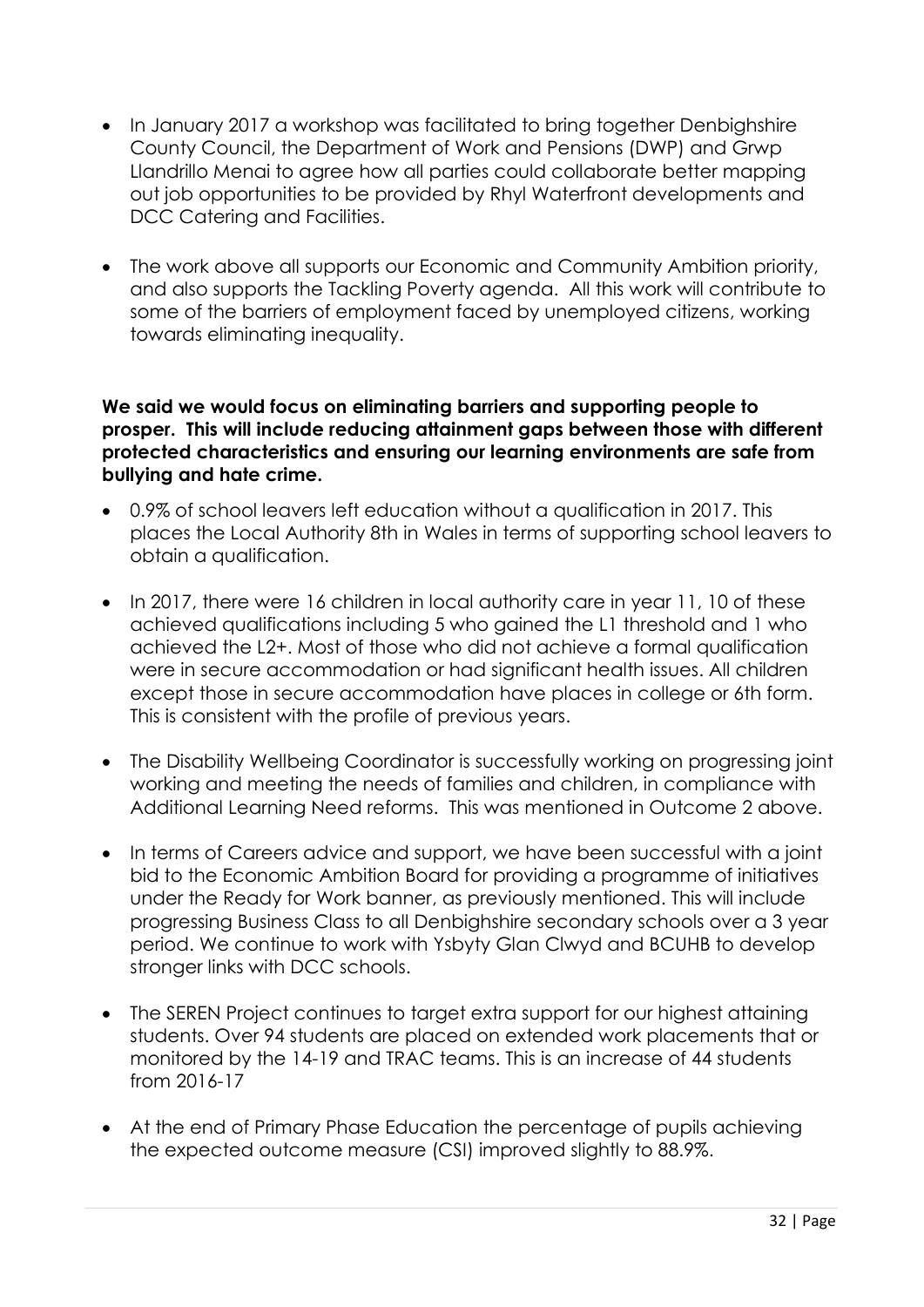- In January 2017 a workshop was facilitated to bring together Denbighshire County Council, the Department of Work and Pensions (DWP) and Grwp Llandrillo Menai to agree how all parties could collaborate better mapping out job opportunities to be provided by Rhyl Waterfront developments and DCC Catering and Facilities.

- The work above all supports our Economic and Community Ambition priority, and also supports the Tackling Poverty agenda. All this work will contribute to some of the barriers of employment faced by unemployed citizens, working towards eliminating inequality.

**We said we would focus on eliminating barriers and supporting people to prosper. This will include reducing attainment gaps between those with different protected characteristics and ensuring our learning environments are safe from bullying and hate crime.**

- 0.9% of school leavers left education without a qualification in 2017. This places the Local Authority 8th in Wales in terms of supporting school leavers to obtain a qualification.

- In 2017, there were 16 children in local authority care in year 11, 10 of these achieved qualifications including 5 who gained the L1 threshold and 1 who achieved the L2+. Most of those who did not achieve a formal qualification were in secure accommodation or had significant health issues. All children except those in secure accommodation have places in college or 6th form. This is consistent with the profile of previous years.

- The Disability Wellbeing Coordinator is successfully working on progressing joint working and meeting the needs of families and children, in compliance with Additional Learning Need reforms. This was mentioned in Outcome 2 above.

- In terms of Careers advice and support, we have been successful with a joint bid to the Economic Ambition Board for providing a programme of initiatives under the Ready for Work banner, as previously mentioned. This will include progressing Business Class to all Denbighshire secondary schools over a 3 year period. We continue to work with Ysbyty Glan Clwyd and BCUHB to develop stronger links with DCC schools.

- The SEREN Project continues to target extra support for our highest attaining students. Over 94 students are placed on extended work placements that or monitored by the 14-19 and TRAC teams. This is an increase of 44 students from 2016-17

- At the end of Primary Phase Education the percentage of pupils achieving the expected outcome measure (CSI) improved slightly to 88.9%.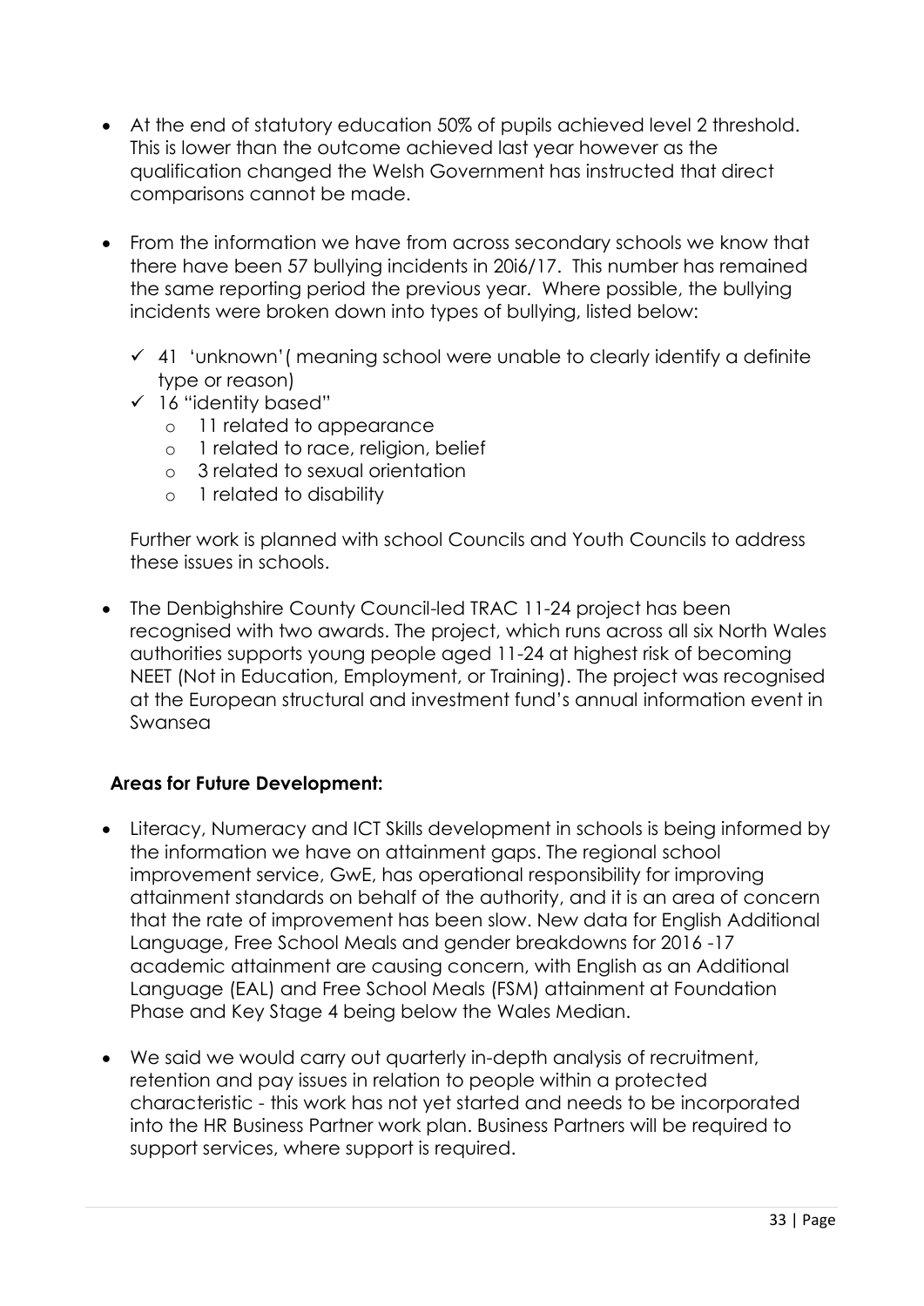- At the end of statutory education 50% of pupils achieved level 2 threshold. This is lower than the outcome achieved last year however as the qualification changed the Welsh Government has instructed that direct comparisons cannot be made.

- From the information we have from across secondary schools we know that there have been 57 bullying incidents in 20i6/17. This number has remained the same reporting period the previous year. Where possible, the bullying incidents were broken down into types of bullying, listed below:

  - ✓ 41 'unknown'( meaning school were unable to clearly identify a definite type or reason)
  - ✓ 16 "identity based"
    - 11 related to appearance
    - 1 related to race, religion, belief
    - 3 related to sexual orientation
    - 1 related to disability

  Further work is planned with school Councils and Youth Councils to address these issues in schools.

- The Denbighshire County Council-led TRAC 11-24 project has been recognised with two awards. The project, which runs across all six North Wales authorities supports young people aged 11-24 at highest risk of becoming NEET (Not in Education, Employment, or Training). The project was recognised at the European structural and investment fund's annual information event in Swansea

**Areas for Future Development:**

- Literacy, Numeracy and ICT Skills development in schools is being informed by the information we have on attainment gaps. The regional school improvement service, GwE, has operational responsibility for improving attainment standards on behalf of the authority, and it is an area of concern that the rate of improvement has been slow. New data for English Additional Language, Free School Meals and gender breakdowns for 2016 -17 academic attainment are causing concern, with English as an Additional Language (EAL) and Free School Meals (FSM) attainment at Foundation Phase and Key Stage 4 being below the Wales Median.

- We said we would carry out quarterly in-depth analysis of recruitment, retention and pay issues in relation to people within a protected characteristic - this work has not yet started and needs to be incorporated into the HR Business Partner work plan. Business Partners will be required to support services, where support is required.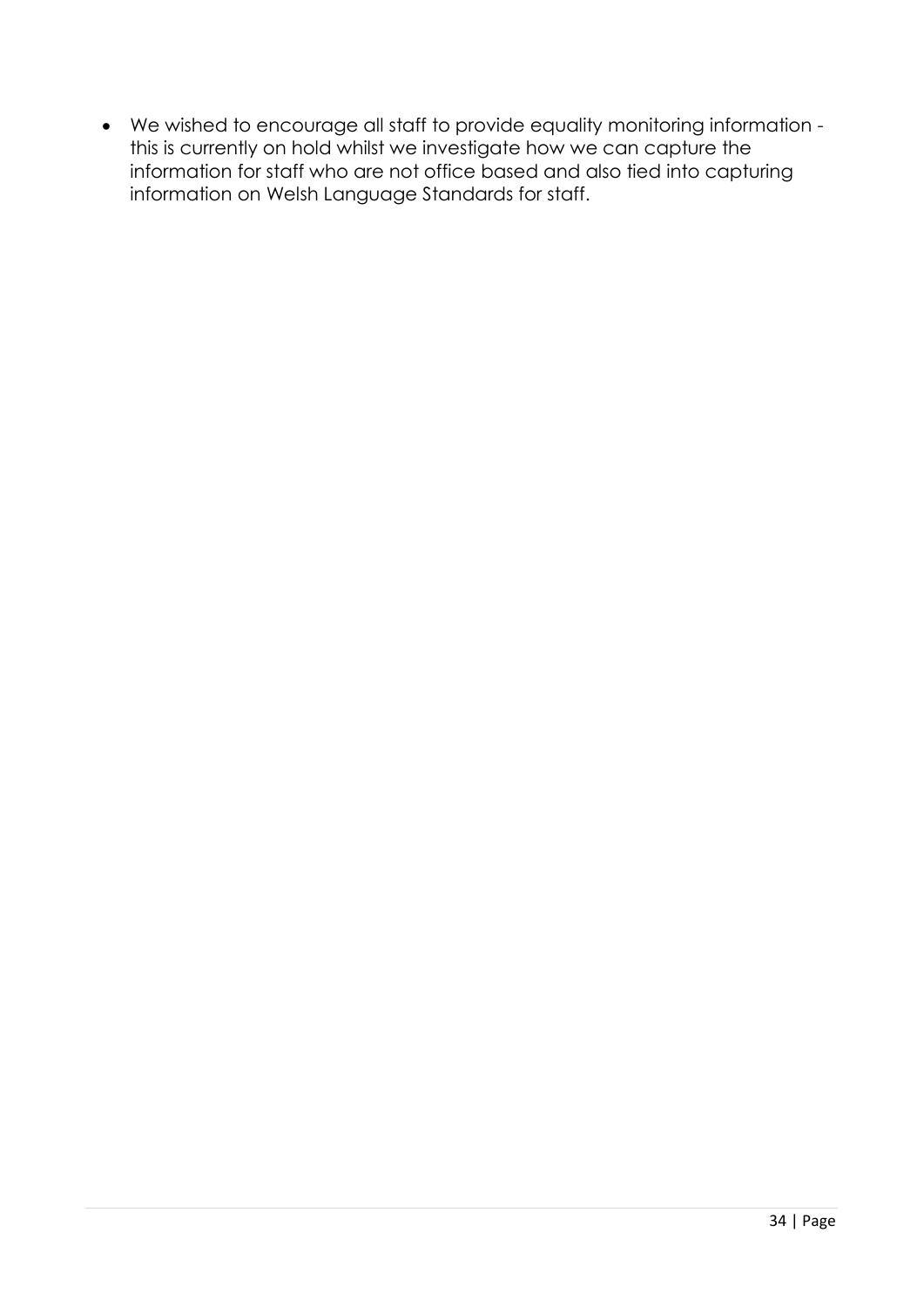- We wished to encourage all staff to provide equality monitoring information - this is currently on hold whilst we investigate how we can capture the information for staff who are not office based and also tied into capturing information on Welsh Language Standards for staff.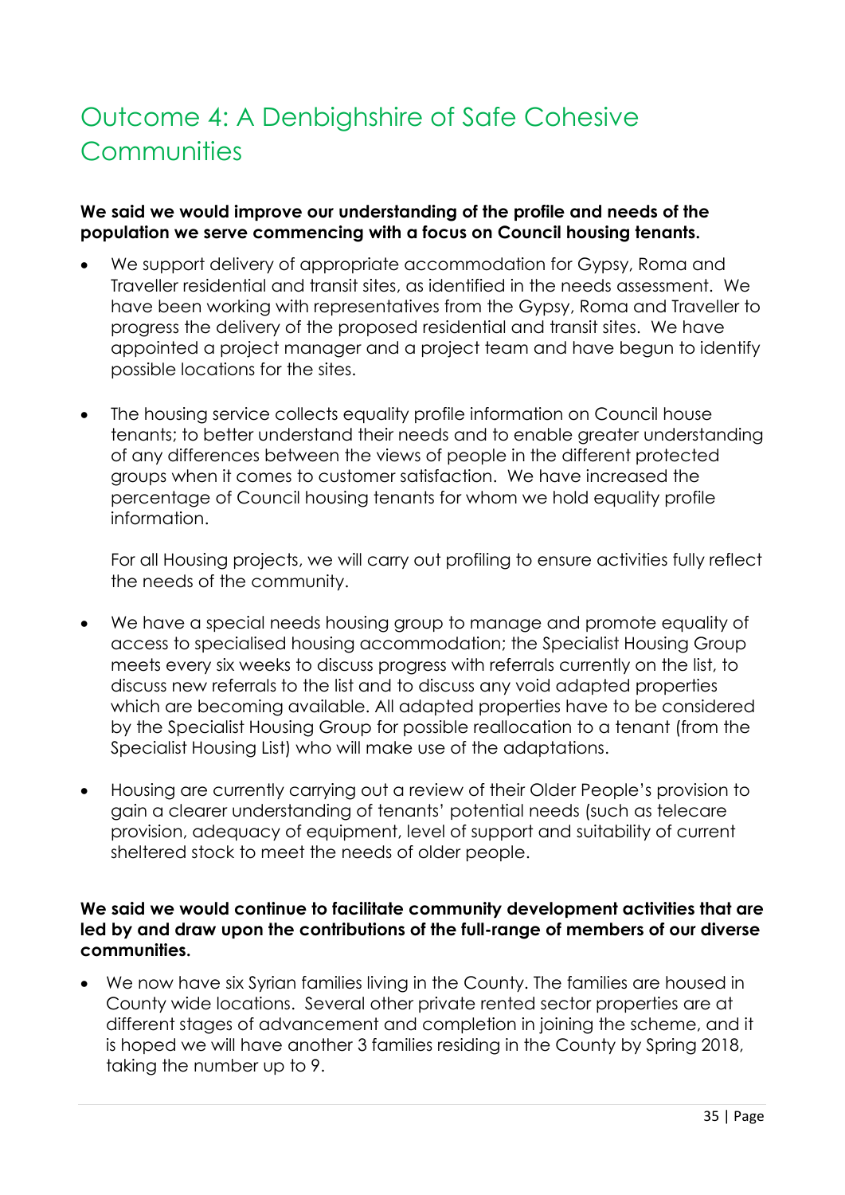# Outcome 4: A Denbighshire of Safe Cohesive Communities

**We said we would improve our understanding of the profile and needs of the population we serve commencing with a focus on Council housing tenants.**

- We support delivery of appropriate accommodation for Gypsy, Roma and Traveller residential and transit sites, as identified in the needs assessment. We have been working with representatives from the Gypsy, Roma and Traveller to progress the delivery of the proposed residential and transit sites. We have appointed a project manager and a project team and have begun to identify possible locations for the sites.

- The housing service collects equality profile information on Council house tenants; to better understand their needs and to enable greater understanding of any differences between the views of people in the different protected groups when it comes to customer satisfaction. We have increased the percentage of Council housing tenants for whom we hold equality profile information.

  For all Housing projects, we will carry out profiling to ensure activities fully reflect the needs of the community.

- We have a special needs housing group to manage and promote equality of access to specialised housing accommodation; the Specialist Housing Group meets every six weeks to discuss progress with referrals currently on the list, to discuss new referrals to the list and to discuss any void adapted properties which are becoming available. All adapted properties have to be considered by the Specialist Housing Group for possible reallocation to a tenant (from the Specialist Housing List) who will make use of the adaptations.

- Housing are currently carrying out a review of their Older People's provision to gain a clearer understanding of tenants' potential needs (such as telecare provision, adequacy of equipment, level of support and suitability of current sheltered stock to meet the needs of older people.

**We said we would continue to facilitate community development activities that are led by and draw upon the contributions of the full-range of members of our diverse communities.**

- We now have six Syrian families living in the County. The families are housed in County wide locations. Several other private rented sector properties are at different stages of advancement and completion in joining the scheme, and it is hoped we will have another 3 families residing in the County by Spring 2018, taking the number up to 9.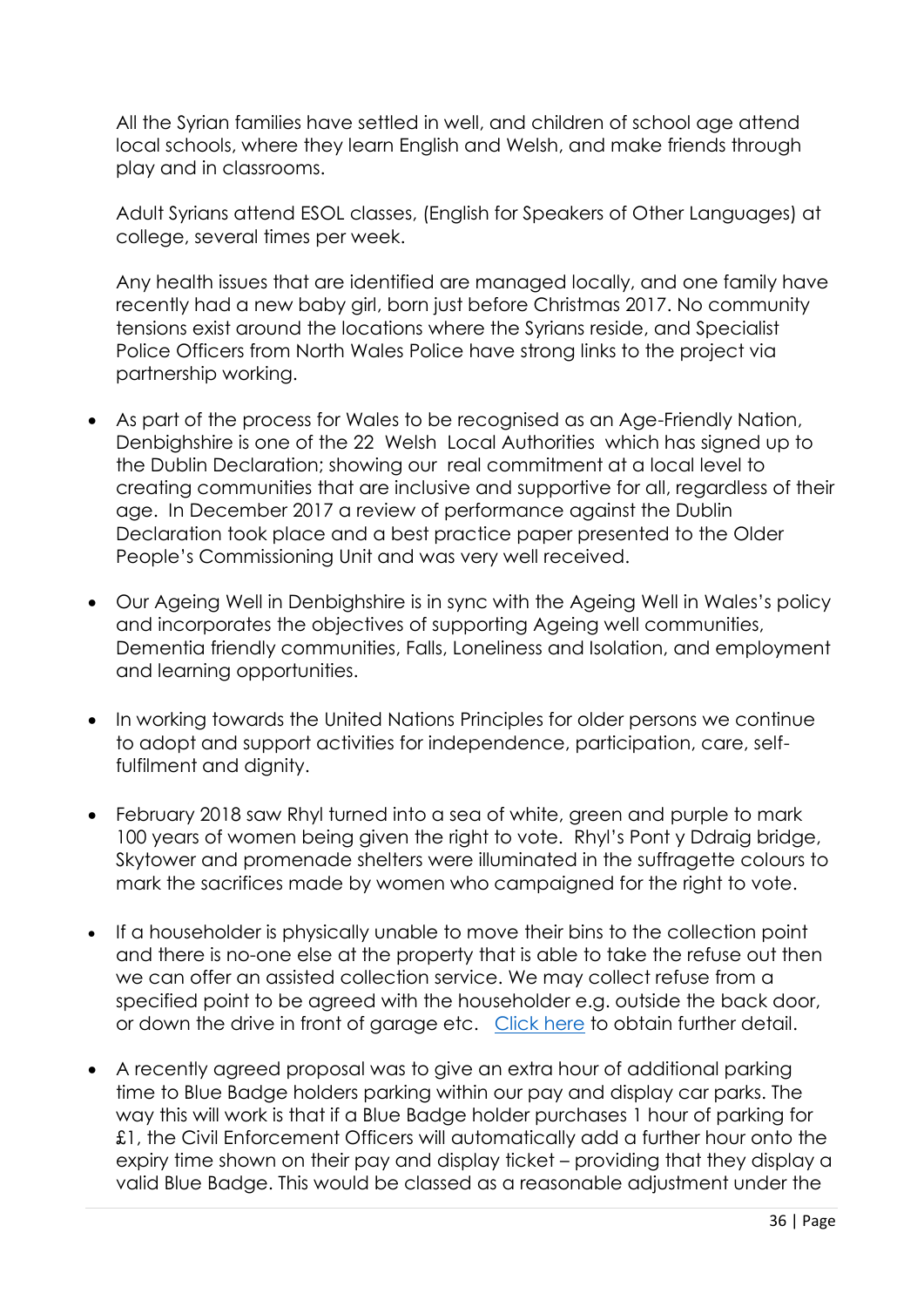All the Syrian families have settled in well, and children of school age attend local schools, where they learn English and Welsh, and make friends through play and in classrooms.

Adult Syrians attend ESOL classes, (English for Speakers of Other Languages) at college, several times per week.

Any health issues that are identified are managed locally, and one family have recently had a new baby girl, born just before Christmas 2017. No community tensions exist around the locations where the Syrians reside, and Specialist Police Officers from North Wales Police have strong links to the project via partnership working.

- As part of the process for Wales to be recognised as an Age-Friendly Nation, Denbighshire is one of the 22 Welsh Local Authorities which has signed up to the Dublin Declaration; showing our real commitment at a local level to creating communities that are inclusive and supportive for all, regardless of their age. In December 2017 a review of performance against the Dublin Declaration took place and a best practice paper presented to the Older People's Commissioning Unit and was very well received.

- Our Ageing Well in Denbighshire is in sync with the Ageing Well in Wales's policy and incorporates the objectives of supporting Ageing well communities, Dementia friendly communities, Falls, Loneliness and Isolation, and employment and learning opportunities.

- In working towards the United Nations Principles for older persons we continue to adopt and support activities for independence, participation, care, self-fulfilment and dignity.

- February 2018 saw Rhyl turned into a sea of white, green and purple to mark 100 years of women being given the right to vote. Rhyl's Pont y Ddraig bridge, Skytower and promenade shelters were illuminated in the suffragette colours to mark the sacrifices made by women who campaigned for the right to vote.

- If a householder is physically unable to move their bins to the collection point and there is no-one else at the property that is able to take the refuse out then we can offer an assisted collection service. We may collect refuse from a specified point to be agreed with the householder e.g. outside the back door, or down the drive in front of garage etc. Click here to obtain further detail.

- A recently agreed proposal was to give an extra hour of additional parking time to Blue Badge holders parking within our pay and display car parks. The way this will work is that if a Blue Badge holder purchases 1 hour of parking for £1, the Civil Enforcement Officers will automatically add a further hour onto the expiry time shown on their pay and display ticket – providing that they display a valid Blue Badge. This would be classed as a reasonable adjustment under the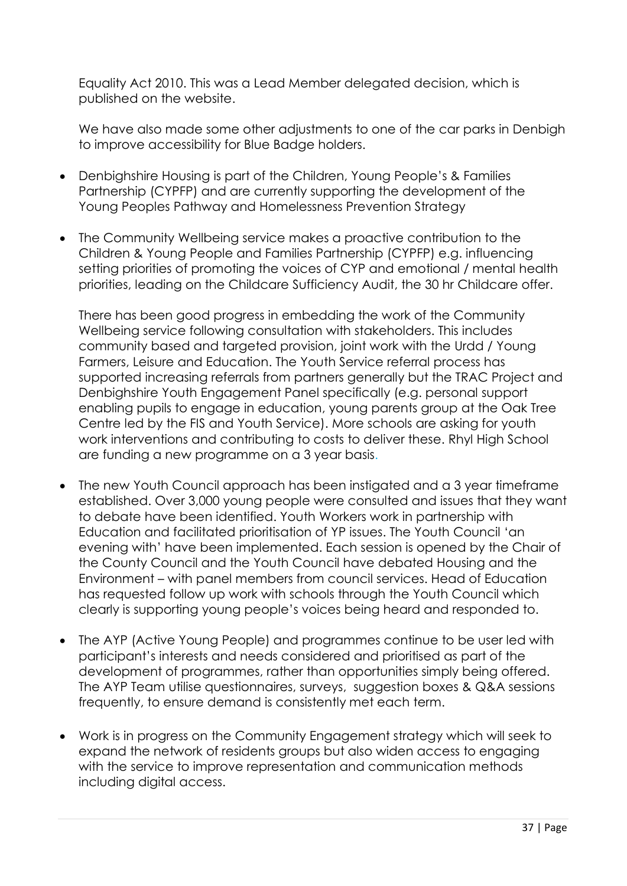Equality Act 2010. This was a Lead Member delegated decision, which is published on the website.

We have also made some other adjustments to one of the car parks in Denbigh to improve accessibility for Blue Badge holders.

- Denbighshire Housing is part of the Children, Young People's & Families Partnership (CYPFP) and are currently supporting the development of the Young Peoples Pathway and Homelessness Prevention Strategy

- The Community Wellbeing service makes a proactive contribution to the Children & Young People and Families Partnership (CYPFP) e.g. influencing setting priorities of promoting the voices of CYP and emotional / mental health priorities, leading on the Childcare Sufficiency Audit, the 30 hr Childcare offer.

  There has been good progress in embedding the work of the Community Wellbeing service following consultation with stakeholders. This includes community based and targeted provision, joint work with the Urdd / Young Farmers, Leisure and Education. The Youth Service referral process has supported increasing referrals from partners generally but the TRAC Project and Denbighshire Youth Engagement Panel specifically (e.g. personal support enabling pupils to engage in education, young parents group at the Oak Tree Centre led by the FIS and Youth Service). More schools are asking for youth work interventions and contributing to costs to deliver these. Rhyl High School are funding a new programme on a 3 year basis.

- The new Youth Council approach has been instigated and a 3 year timeframe established. Over 3,000 young people were consulted and issues that they want to debate have been identified. Youth Workers work in partnership with Education and facilitated prioritisation of YP issues. The Youth Council 'an evening with' have been implemented. Each session is opened by the Chair of the County Council and the Youth Council have debated Housing and the Environment – with panel members from council services. Head of Education has requested follow up work with schools through the Youth Council which clearly is supporting young people's voices being heard and responded to.

- The AYP (Active Young People) and programmes continue to be user led with participant's interests and needs considered and prioritised as part of the development of programmes, rather than opportunities simply being offered. The AYP Team utilise questionnaires, surveys, suggestion boxes & Q&A sessions frequently, to ensure demand is consistently met each term.

- Work is in progress on the Community Engagement strategy which will seek to expand the network of residents groups but also widen access to engaging with the service to improve representation and communication methods including digital access.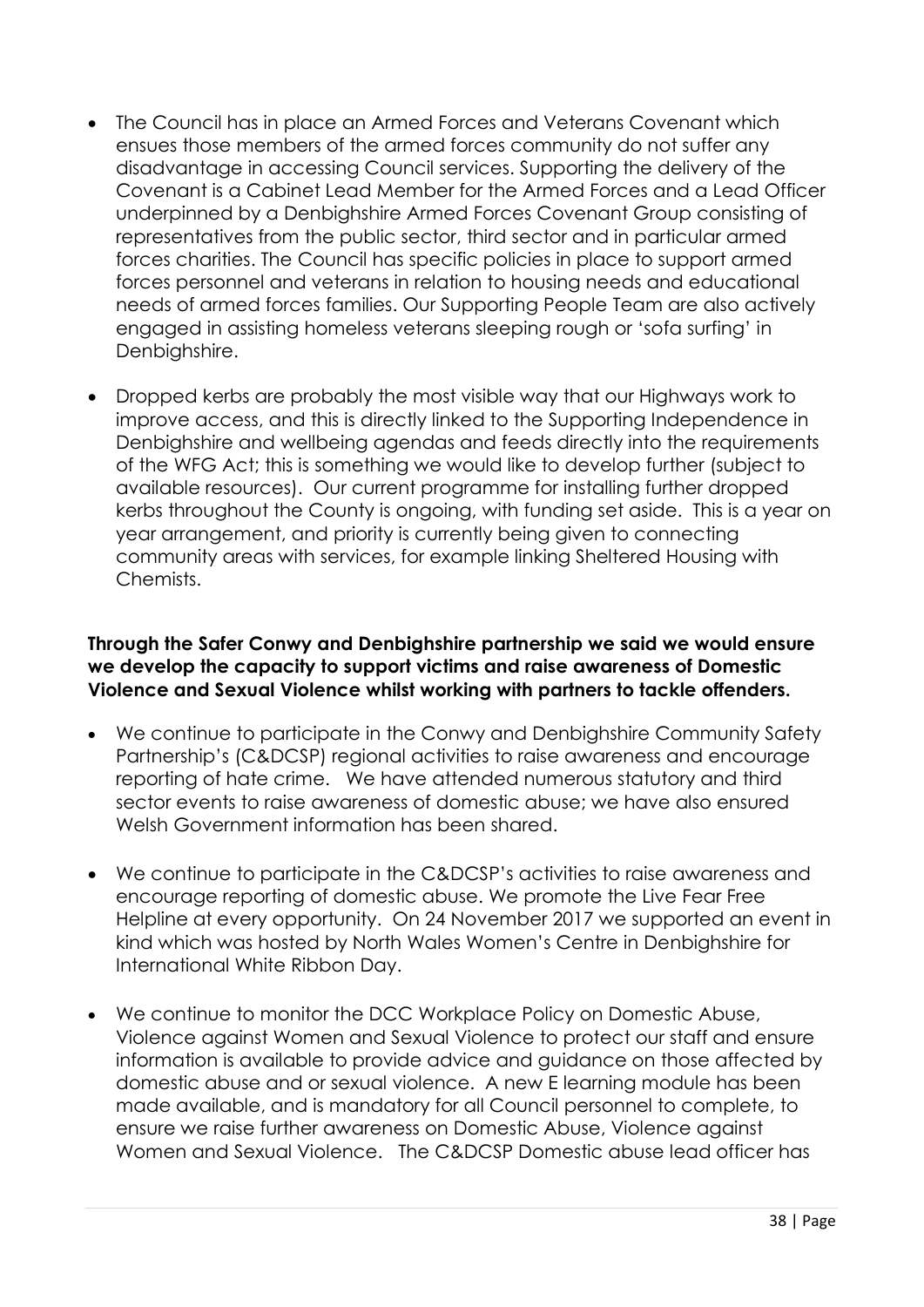- The Council has in place an Armed Forces and Veterans Covenant which ensues those members of the armed forces community do not suffer any disadvantage in accessing Council services. Supporting the delivery of the Covenant is a Cabinet Lead Member for the Armed Forces and a Lead Officer underpinned by a Denbighshire Armed Forces Covenant Group consisting of representatives from the public sector, third sector and in particular armed forces charities. The Council has specific policies in place to support armed forces personnel and veterans in relation to housing needs and educational needs of armed forces families. Our Supporting People Team are also actively engaged in assisting homeless veterans sleeping rough or 'sofa surfing' in Denbighshire.

- Dropped kerbs are probably the most visible way that our Highways work to improve access, and this is directly linked to the Supporting Independence in Denbighshire and wellbeing agendas and feeds directly into the requirements of the WFG Act; this is something we would like to develop further (subject to available resources). Our current programme for installing further dropped kerbs throughout the County is ongoing, with funding set aside. This is a year on year arrangement, and priority is currently being given to connecting community areas with services, for example linking Sheltered Housing with Chemists.

**Through the Safer Conwy and Denbighshire partnership we said we would ensure we develop the capacity to support victims and raise awareness of Domestic Violence and Sexual Violence whilst working with partners to tackle offenders.**

- We continue to participate in the Conwy and Denbighshire Community Safety Partnership's (C&DCSP) regional activities to raise awareness and encourage reporting of hate crime. We have attended numerous statutory and third sector events to raise awareness of domestic abuse; we have also ensured Welsh Government information has been shared.

- We continue to participate in the C&DCSP's activities to raise awareness and encourage reporting of domestic abuse. We promote the Live Fear Free Helpline at every opportunity. On 24 November 2017 we supported an event in kind which was hosted by North Wales Women's Centre in Denbighshire for International White Ribbon Day.

- We continue to monitor the DCC Workplace Policy on Domestic Abuse, Violence against Women and Sexual Violence to protect our staff and ensure information is available to provide advice and guidance on those affected by domestic abuse and or sexual violence. A new E learning module has been made available, and is mandatory for all Council personnel to complete, to ensure we raise further awareness on Domestic Abuse, Violence against Women and Sexual Violence. The C&DCSP Domestic abuse lead officer has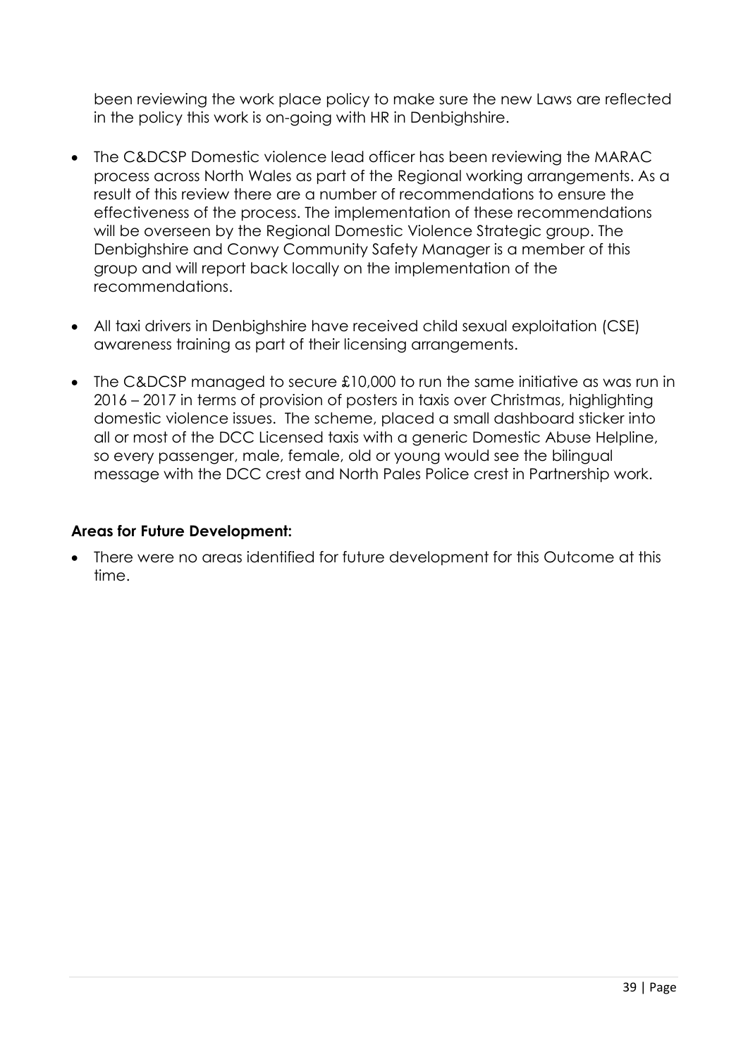been reviewing the work place policy to make sure the new Laws are reflected in the policy this work is on-going with HR in Denbighshire.

- The C&DCSP Domestic violence lead officer has been reviewing the MARAC process across North Wales as part of the Regional working arrangements. As a result of this review there are a number of recommendations to ensure the effectiveness of the process. The implementation of these recommendations will be overseen by the Regional Domestic Violence Strategic group. The Denbighshire and Conwy Community Safety Manager is a member of this group and will report back locally on the implementation of the recommendations.

- All taxi drivers in Denbighshire have received child sexual exploitation (CSE) awareness training as part of their licensing arrangements.

- The C&DCSP managed to secure £10,000 to run the same initiative as was run in 2016 – 2017 in terms of provision of posters in taxis over Christmas, highlighting domestic violence issues. The scheme, placed a small dashboard sticker into all or most of the DCC Licensed taxis with a generic Domestic Abuse Helpline, so every passenger, male, female, old or young would see the bilingual message with the DCC crest and North Pales Police crest in Partnership work.

**Areas for Future Development:**

- There were no areas identified for future development for this Outcome at this time.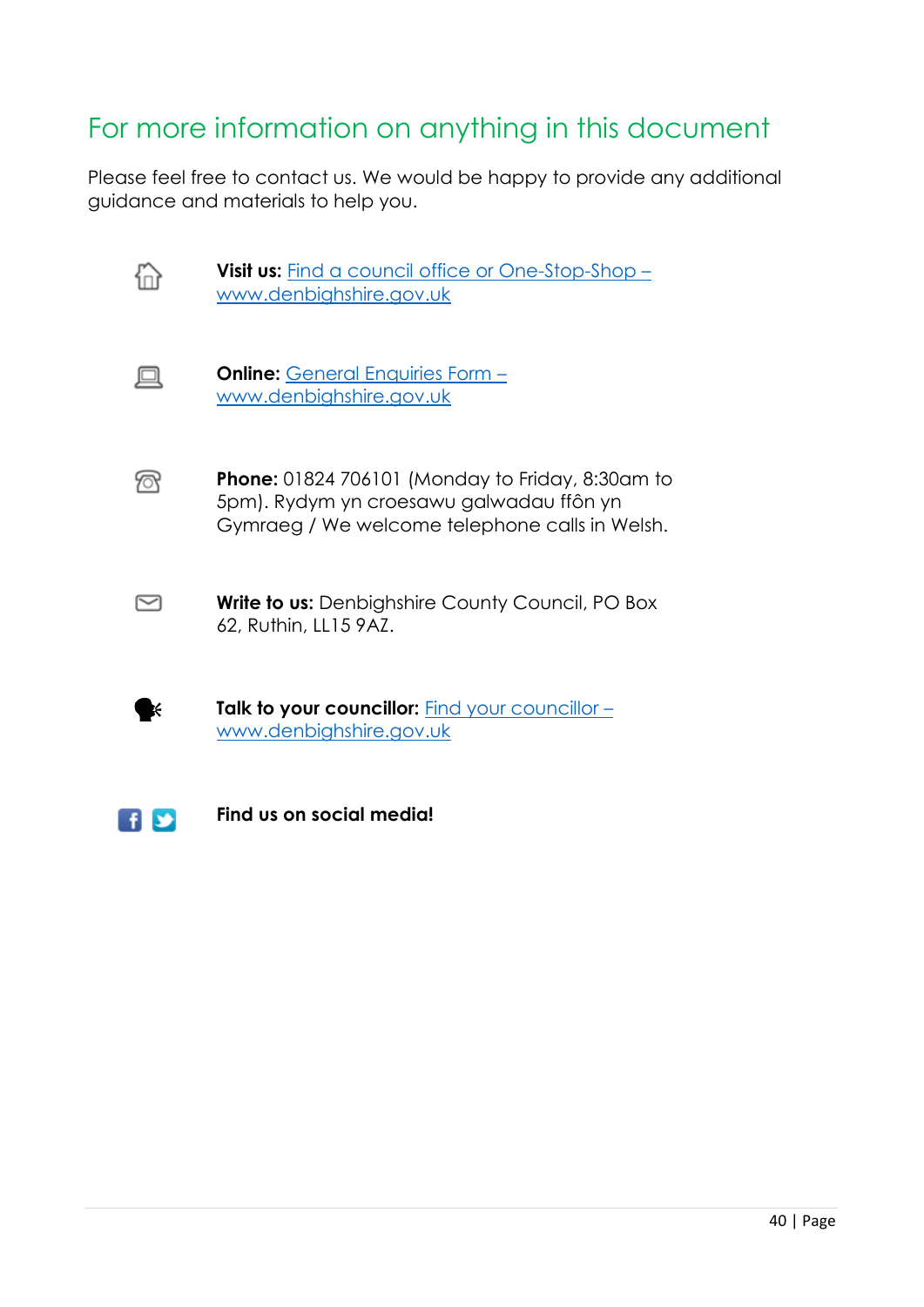## For more information on anything in this document

Please feel free to contact us. We would be happy to provide any additional guidance and materials to help you.

**Visit us:** Find a council office or One-Stop-Shop – www.denbighshire.gov.uk

**Online:** General Enquiries Form – www.denbighshire.gov.uk

**Phone:** 01824 706101 (Monday to Friday, 8:30am to 5pm). Rydym yn croesawu galwadau ffôn yn Gymraeg / We welcome telephone calls in Welsh.

**Write to us:** Denbighshire County Council, PO Box 62, Ruthin, LL15 9AZ.

**Talk to your councillor:** Find your councillor – www.denbighshire.gov.uk

**Find us on social media!**